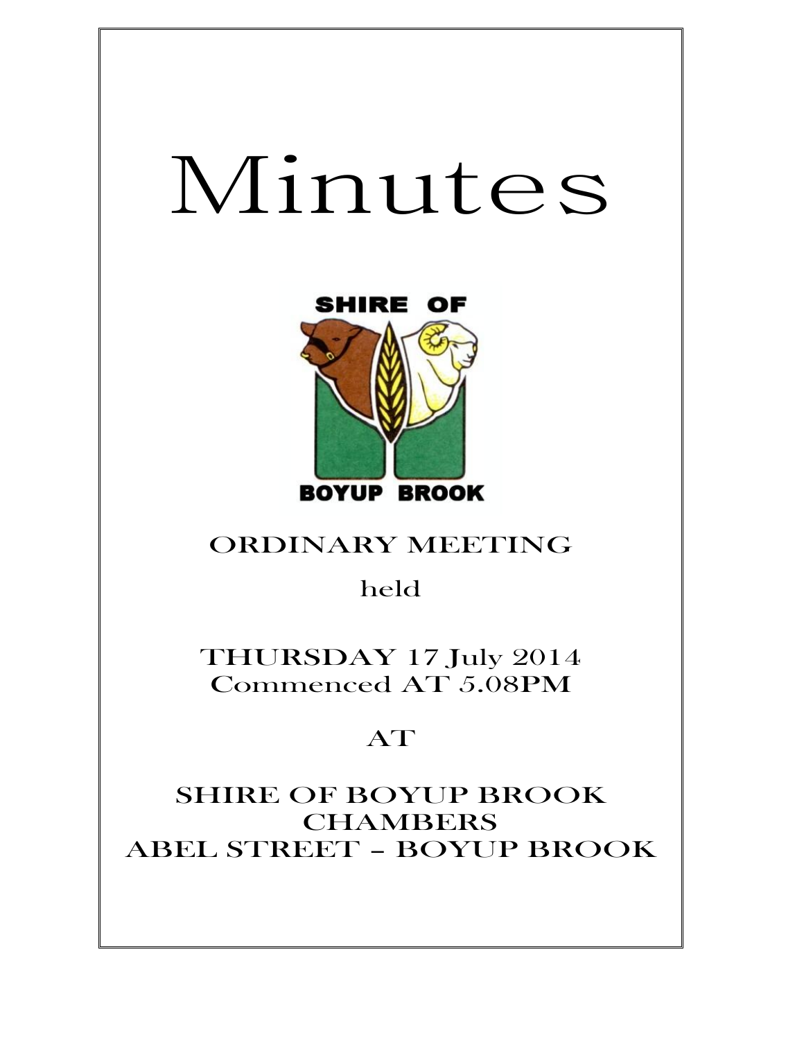# Minutes

SHIRE OF

BOYUP BROOK

ORDINARY MEETING

held

THURSDAY 17 July 2014
Commenced AT 5.08PM

AT

SHIRE OF BOYUP BROOK
CHAMBERS
ABEL STREET – BOYUP BROOK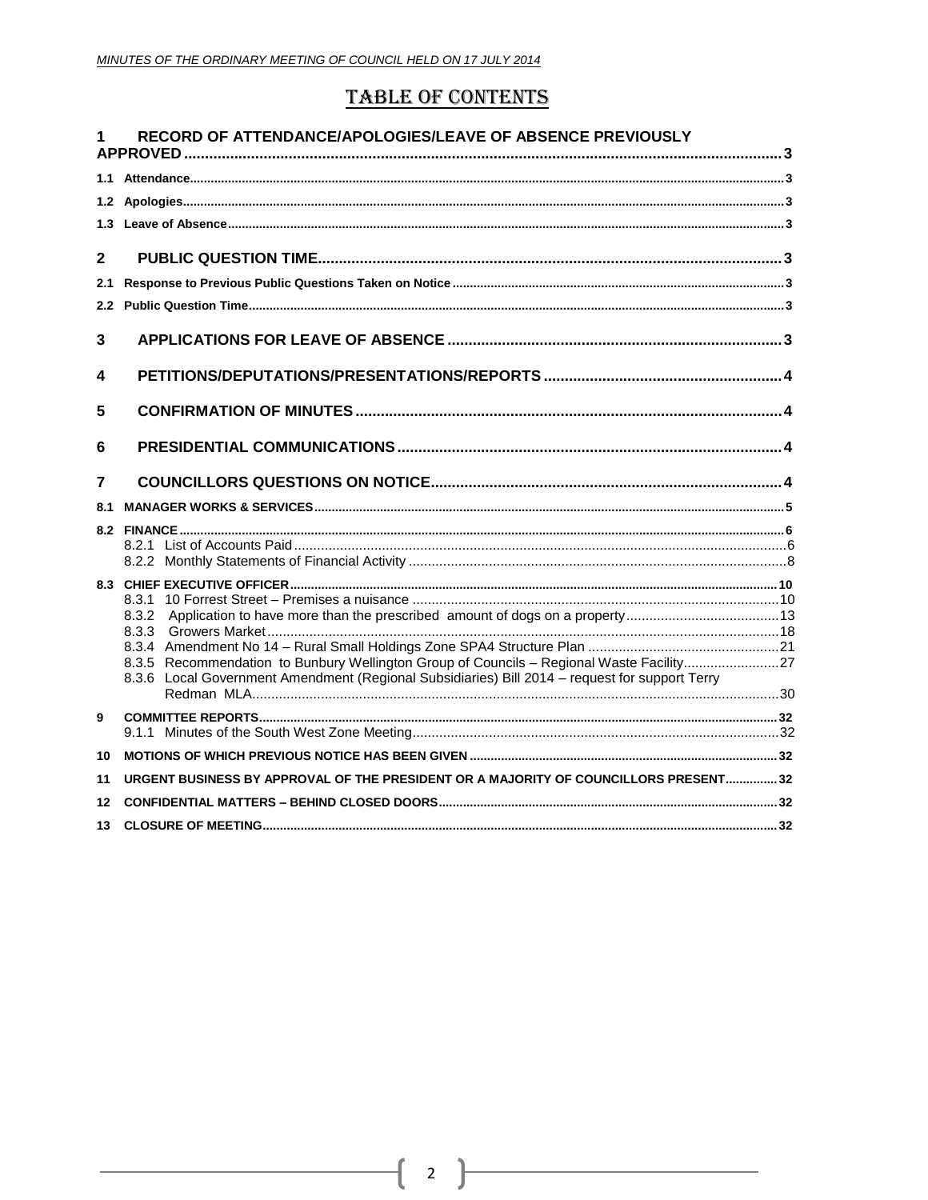# TABLE OF CONTENTS

1 RECORD OF ATTENDANCE/APOLOGIES/LEAVE OF ABSENCE PREVIOUSLY APPROVED ..... 3

1.1 Attendance ..... 3

1.2 Apologies ..... 3

1.3 Leave of Absence ..... 3

2 PUBLIC QUESTION TIME ..... 3

2.1 Response to Previous Public Questions Taken on Notice ..... 3

2.2 Public Question Time ..... 3

3 APPLICATIONS FOR LEAVE OF ABSENCE ..... 3

4 PETITIONS/DEPUTATIONS/PRESENTATIONS/REPORTS ..... 4

5 CONFIRMATION OF MINUTES ..... 4

6 PRESIDENTIAL COMMUNICATIONS ..... 4

7 COUNCILLORS QUESTIONS ON NOTICE ..... 4

8.1 MANAGER WORKS & SERVICES ..... 5

8.2 FINANCE ..... 6
- 8.2.1 List of Accounts Paid ..... 6
- 8.2.2 Monthly Statements of Financial Activity ..... 8

8.3 CHIEF EXECUTIVE OFFICER ..... 10
- 8.3.1 10 Forrest Street – Premises a nuisance ..... 10
- 8.3.2 Application to have more than the prescribed amount of dogs on a property ..... 13
- 8.3.3 Growers Market ..... 18
- 8.3.4 Amendment No 14 – Rural Small Holdings Zone SPA4 Structure Plan ..... 21
- 8.3.5 Recommendation to Bunbury Wellington Group of Councils – Regional Waste Facility ..... 27
- 8.3.6 Local Government Amendment (Regional Subsidiaries) Bill 2014 – request for support Terry Redman MLA ..... 30

9 COMMITTEE REPORTS ..... 32
- 9.1.1 Minutes of the South West Zone Meeting ..... 32

10 MOTIONS OF WHICH PREVIOUS NOTICE HAS BEEN GIVEN ..... 32

11 URGENT BUSINESS BY APPROVAL OF THE PRESIDENT OR A MAJORITY OF COUNCILLORS PRESENT ..... 32

12 CONFIDENTIAL MATTERS – BEHIND CLOSED DOORS ..... 32

13 CLOSURE OF MEETING ..... 32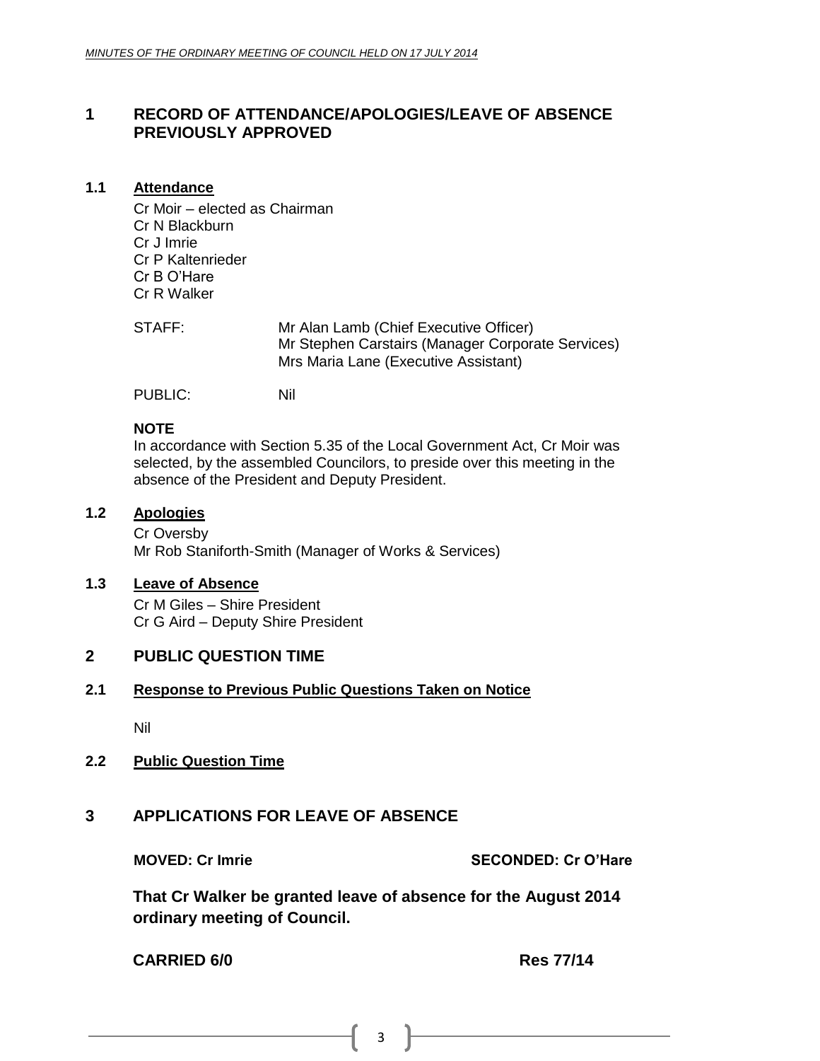# 1 RECORD OF ATTENDANCE/APOLOGIES/LEAVE OF ABSENCE PREVIOUSLY APPROVED

## 1.1 Attendance

Cr Moir – elected as Chairman
Cr N Blackburn
Cr J Imrie
Cr P Kaltenrieder
Cr B O'Hare
Cr R Walker

STAFF: Mr Alan Lamb (Chief Executive Officer)
Mr Stephen Carstairs (Manager Corporate Services)
Mrs Maria Lane (Executive Assistant)

PUBLIC: Nil

**NOTE**
In accordance with Section 5.35 of the Local Government Act, Cr Moir was selected, by the assembled Councilors, to preside over this meeting in the absence of the President and Deputy President.

## 1.2 Apologies

Cr Oversby
Mr Rob Staniforth-Smith (Manager of Works & Services)

## 1.3 Leave of Absence

Cr M Giles – Shire President
Cr G Aird – Deputy Shire President

# 2 PUBLIC QUESTION TIME

## 2.1 Response to Previous Public Questions Taken on Notice

Nil

## 2.2 Public Question Time

# 3 APPLICATIONS FOR LEAVE OF ABSENCE

**MOVED: Cr Imrie** **SECONDED: Cr O'Hare**

**That Cr Walker be granted leave of absence for the August 2014 ordinary meeting of Council.**

**CARRIED 6/0** **Res 77/14**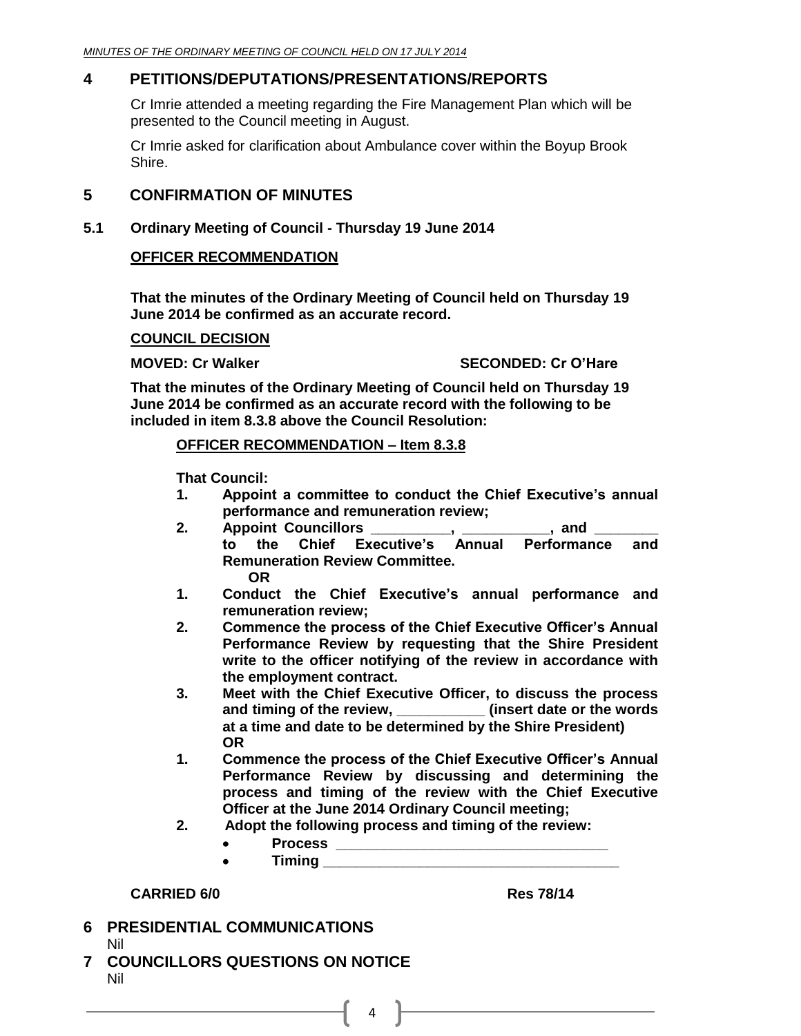## 4 PETITIONS/DEPUTATIONS/PRESENTATIONS/REPORTS

Cr Imrie attended a meeting regarding the Fire Management Plan which will be presented to the Council meeting in August.

Cr Imrie asked for clarification about Ambulance cover within the Boyup Brook Shire.

## 5 CONFIRMATION OF MINUTES

### 5.1 Ordinary Meeting of Council - Thursday 19 June 2014

**OFFICER RECOMMENDATION**

**That the minutes of the Ordinary Meeting of Council held on Thursday 19 June 2014 be confirmed as an accurate record.**

**COUNCIL DECISION**

**MOVED: Cr Walker SECONDED: Cr O'Hare**

**That the minutes of the Ordinary Meeting of Council held on Thursday 19 June 2014 be confirmed as an accurate record with the following to be included in item 8.3.8 above the Council Resolution:**

**OFFICER RECOMMENDATION – Item 8.3.8**

**That Council:**

1. **Appoint a committee to conduct the Chief Executive's annual performance and remuneration review;**
2. **Appoint Councillors __________, ___________, and ________ to the Chief Executive's Annual Performance and Remuneration Review Committee.**

**OR**

1. **Conduct the Chief Executive's annual performance and remuneration review;**
2. **Commence the process of the Chief Executive Officer's Annual Performance Review by requesting that the Shire President write to the officer notifying of the review in accordance with the employment contract.**
3. **Meet with the Chief Executive Officer, to discuss the process and timing of the review, ___________ (insert date or the words at a time and date to be determined by the Shire President)**

**OR**

1. **Commence the process of the Chief Executive Officer's Annual Performance Review by discussing and determining the process and timing of the review with the Chief Executive Officer at the June 2014 Ordinary Council meeting;**
2. **Adopt the following process and timing of the review:**
   - **Process __________________________________**
   - **Timing _____________________________________**

**CARRIED 6/0 Res 78/14**

## 6 PRESIDENTIAL COMMUNICATIONS

Nil

## 7 COUNCILLORS QUESTIONS ON NOTICE

Nil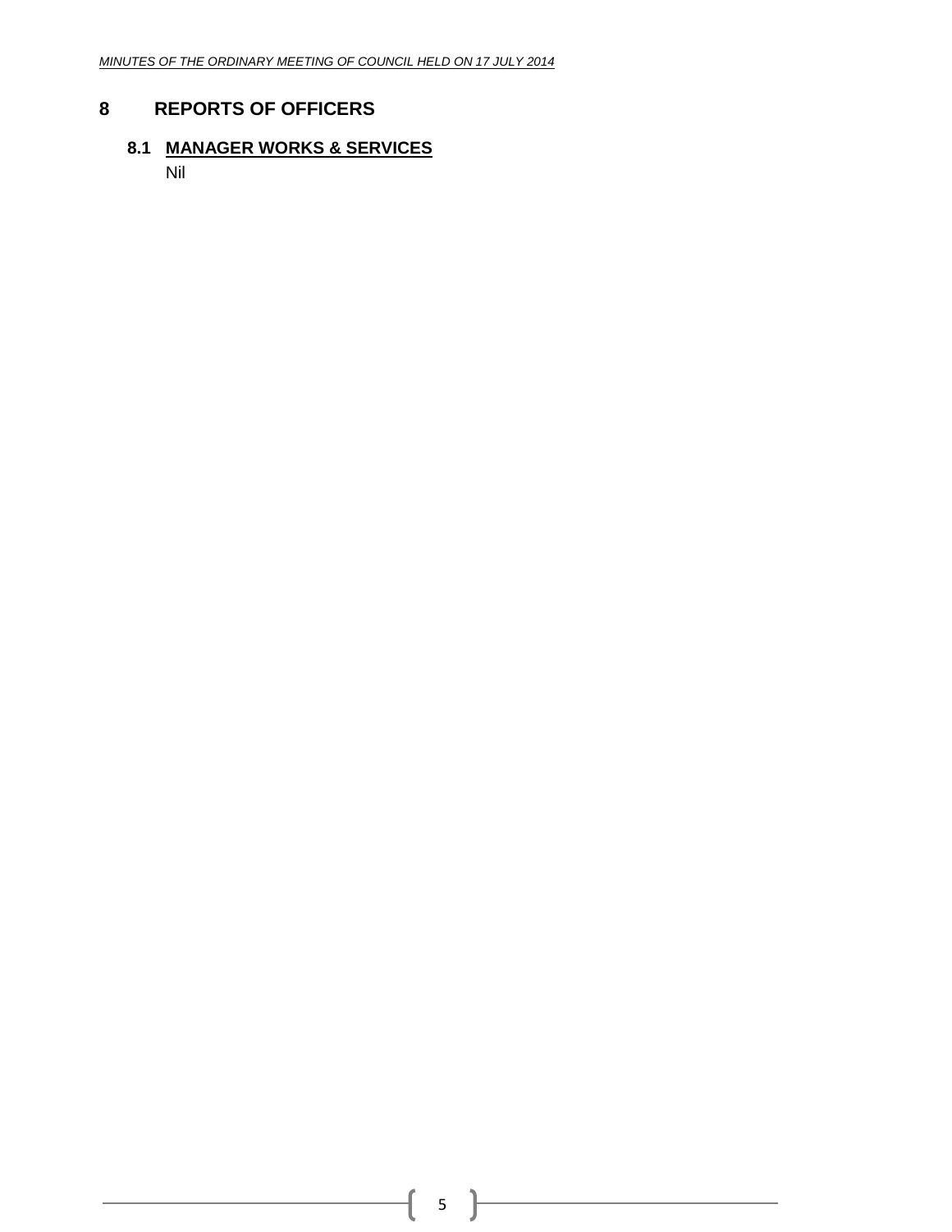# 8 REPORTS OF OFFICERS

## 8.1 MANAGER WORKS & SERVICES

Nil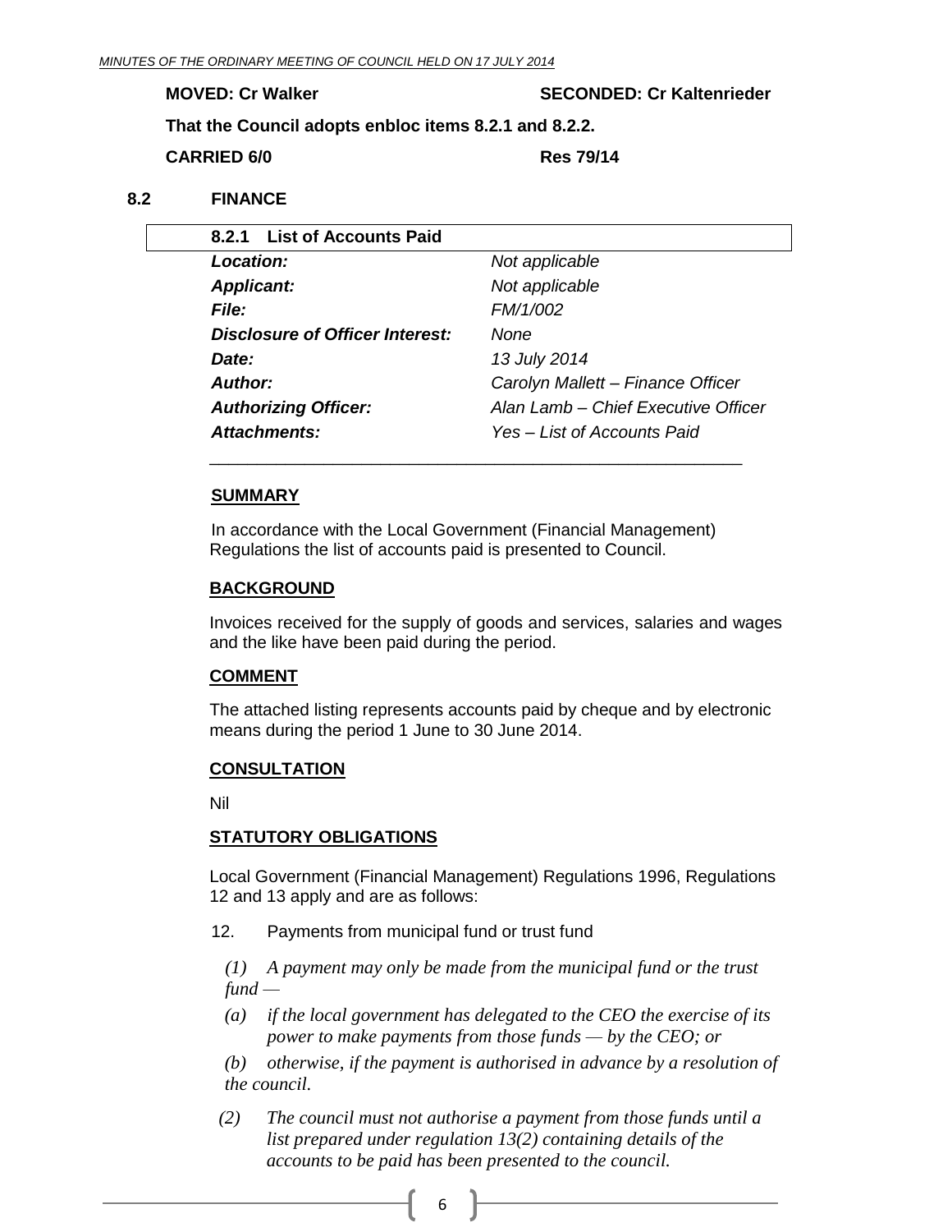**MOVED: Cr Walker** **SECONDED: Cr Kaltenrieder**

**That the Council adopts enbloc items 8.2.1 and 8.2.2.**

**CARRIED 6/0** **Res 79/14**

## 8.2 FINANCE

### 8.2.1 List of Accounts Paid

| | |
|---|---|
| ***Location:*** | *Not applicable* |
| ***Applicant:*** | *Not applicable* |
| ***File:*** | *FM/1/002* |
| ***Disclosure of Officer Interest:*** | *None* |
| ***Date:*** | *13 July 2014* |
| ***Author:*** | *Carolyn Mallett – Finance Officer* |
| ***Authorizing Officer:*** | *Alan Lamb – Chief Executive Officer* |
| ***Attachments:*** | *Yes – List of Accounts Paid* |

**SUMMARY**

In accordance with the Local Government (Financial Management) Regulations the list of accounts paid is presented to Council.

**BACKGROUND**

Invoices received for the supply of goods and services, salaries and wages and the like have been paid during the period.

**COMMENT**

The attached listing represents accounts paid by cheque and by electronic means during the period 1 June to 30 June 2014.

**CONSULTATION**

Nil

**STATUTORY OBLIGATIONS**

Local Government (Financial Management) Regulations 1996, Regulations 12 and 13 apply and are as follows:

12. Payments from municipal fund or trust fund

*(1) A payment may only be made from the municipal fund or the trust fund —*

*(a) if the local government has delegated to the CEO the exercise of its power to make payments from those funds — by the CEO; or*

*(b) otherwise, if the payment is authorised in advance by a resolution of the council.*

*(2) The council must not authorise a payment from those funds until a list prepared under regulation 13(2) containing details of the accounts to be paid has been presented to the council.*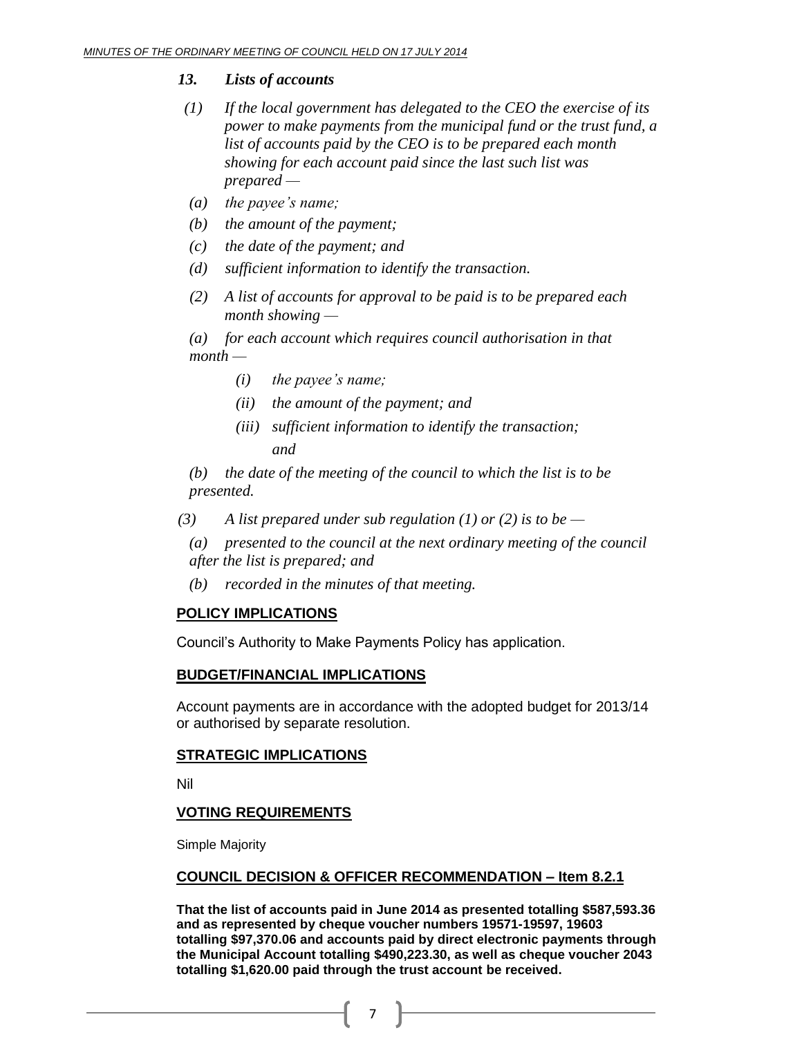*13. Lists of accounts*

*(1) If the local government has delegated to the CEO the exercise of its power to make payments from the municipal fund or the trust fund, a list of accounts paid by the CEO is to be prepared each month showing for each account paid since the last such list was prepared —*

*(a) the payee's name;*

*(b) the amount of the payment;*

*(c) the date of the payment; and*

*(d) sufficient information to identify the transaction.*

*(2) A list of accounts for approval to be paid is to be prepared each month showing —*

*(a) for each account which requires council authorisation in that month —*

*(i) the payee's name;*

*(ii) the amount of the payment; and*

*(iii) sufficient information to identify the transaction; and*

*(b) the date of the meeting of the council to which the list is to be presented.*

*(3) A list prepared under sub regulation (1) or (2) is to be —*

*(a) presented to the council at the next ordinary meeting of the council after the list is prepared; and*

*(b) recorded in the minutes of that meeting.*

## POLICY IMPLICATIONS

Council's Authority to Make Payments Policy has application.

## BUDGET/FINANCIAL IMPLICATIONS

Account payments are in accordance with the adopted budget for 2013/14 or authorised by separate resolution.

## STRATEGIC IMPLICATIONS

Nil

## VOTING REQUIREMENTS

Simple Majority

## COUNCIL DECISION & OFFICER RECOMMENDATION – Item 8.2.1

**That the list of accounts paid in June 2014 as presented totalling $587,593.36 and as represented by cheque voucher numbers 19571-19597, 19603 totalling $97,370.06 and accounts paid by direct electronic payments through the Municipal Account totalling $490,223.30, as well as cheque voucher 2043 totalling $1,620.00 paid through the trust account be received.**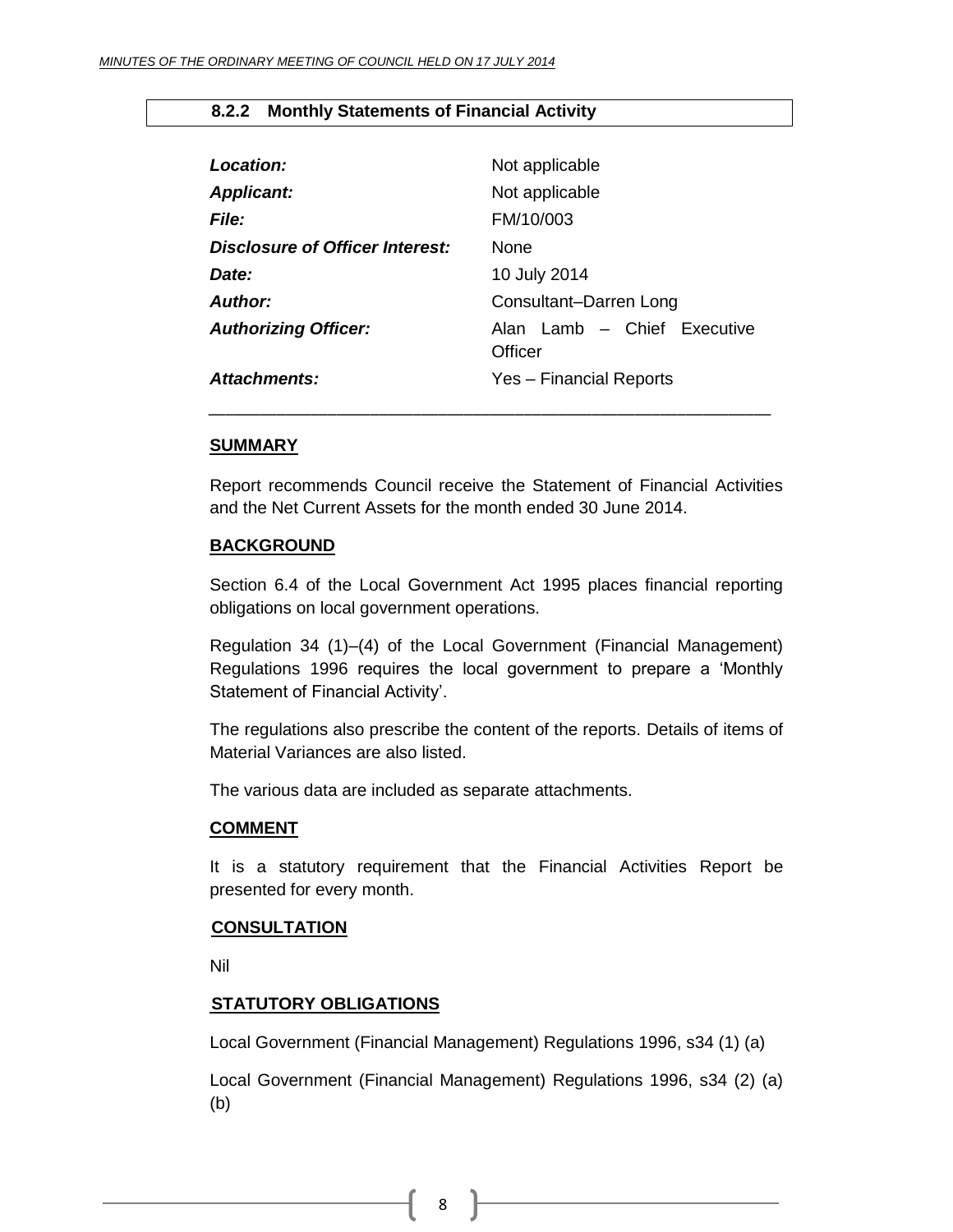### 8.2.2 Monthly Statements of Financial Activity

| | |
|---|---|
| ***Location:*** | Not applicable |
| ***Applicant:*** | Not applicable |
| ***File:*** | FM/10/003 |
| ***Disclosure of Officer Interest:*** | None |
| ***Date:*** | 10 July 2014 |
| ***Author:*** | Consultant–Darren Long |
| ***Authorizing Officer:*** | Alan Lamb – Chief Executive Officer |
| ***Attachments:*** | Yes – Financial Reports |

---

**SUMMARY**

Report recommends Council receive the Statement of Financial Activities and the Net Current Assets for the month ended 30 June 2014.

**BACKGROUND**

Section 6.4 of the Local Government Act 1995 places financial reporting obligations on local government operations.

Regulation 34 (1)–(4) of the Local Government (Financial Management) Regulations 1996 requires the local government to prepare a 'Monthly Statement of Financial Activity'.

The regulations also prescribe the content of the reports. Details of items of Material Variances are also listed.

The various data are included as separate attachments.

**COMMENT**

It is a statutory requirement that the Financial Activities Report be presented for every month.

**CONSULTATION**

Nil

**STATUTORY OBLIGATIONS**

Local Government (Financial Management) Regulations 1996, s34 (1) (a)

Local Government (Financial Management) Regulations 1996, s34 (2) (a) (b)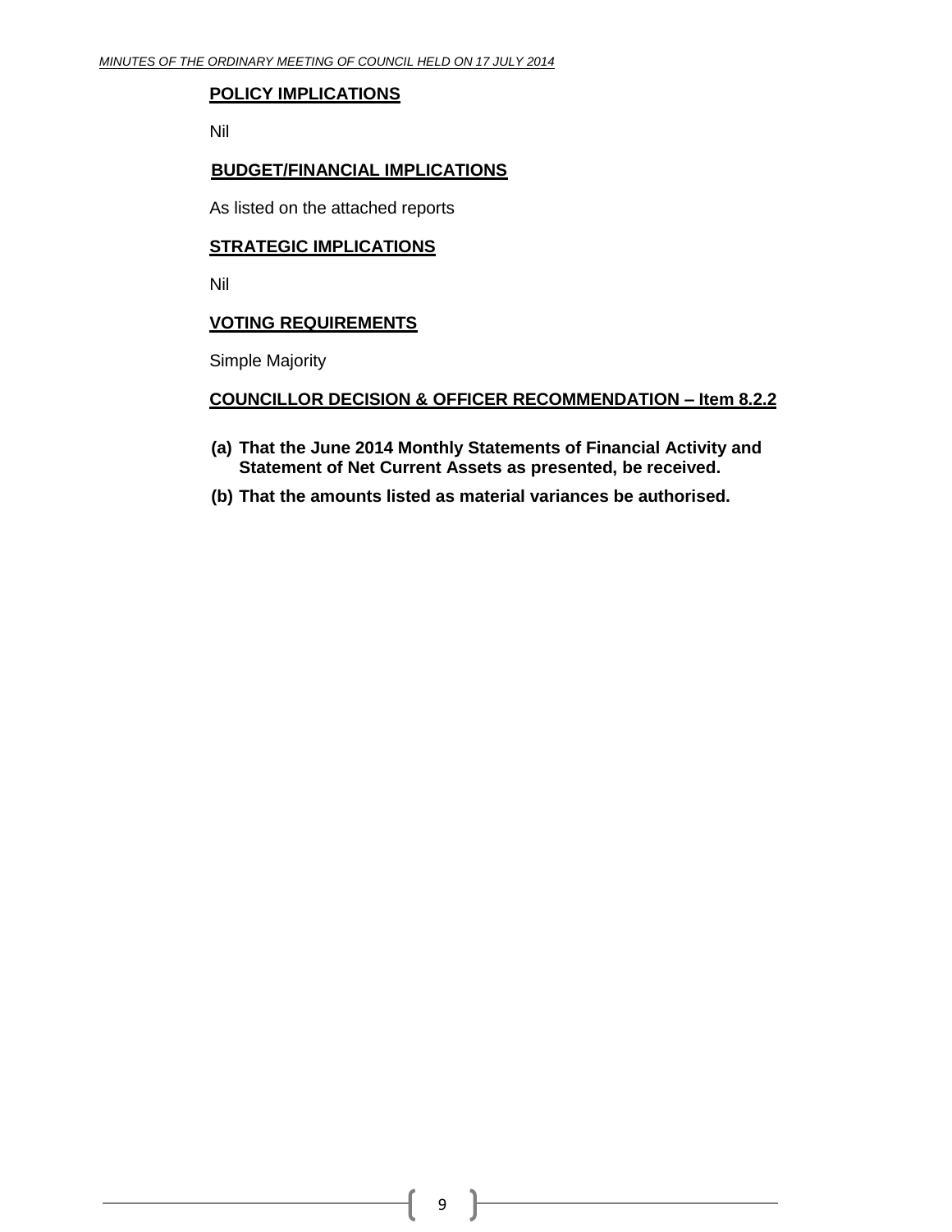**POLICY IMPLICATIONS**

Nil

**BUDGET/FINANCIAL IMPLICATIONS**

As listed on the attached reports

**STRATEGIC IMPLICATIONS**

Nil

**VOTING REQUIREMENTS**

Simple Majority

**COUNCILLOR DECISION & OFFICER RECOMMENDATION – Item 8.2.2**

**(a) That the June 2014 Monthly Statements of Financial Activity and Statement of Net Current Assets as presented, be received.**

**(b) That the amounts listed as material variances be authorised.**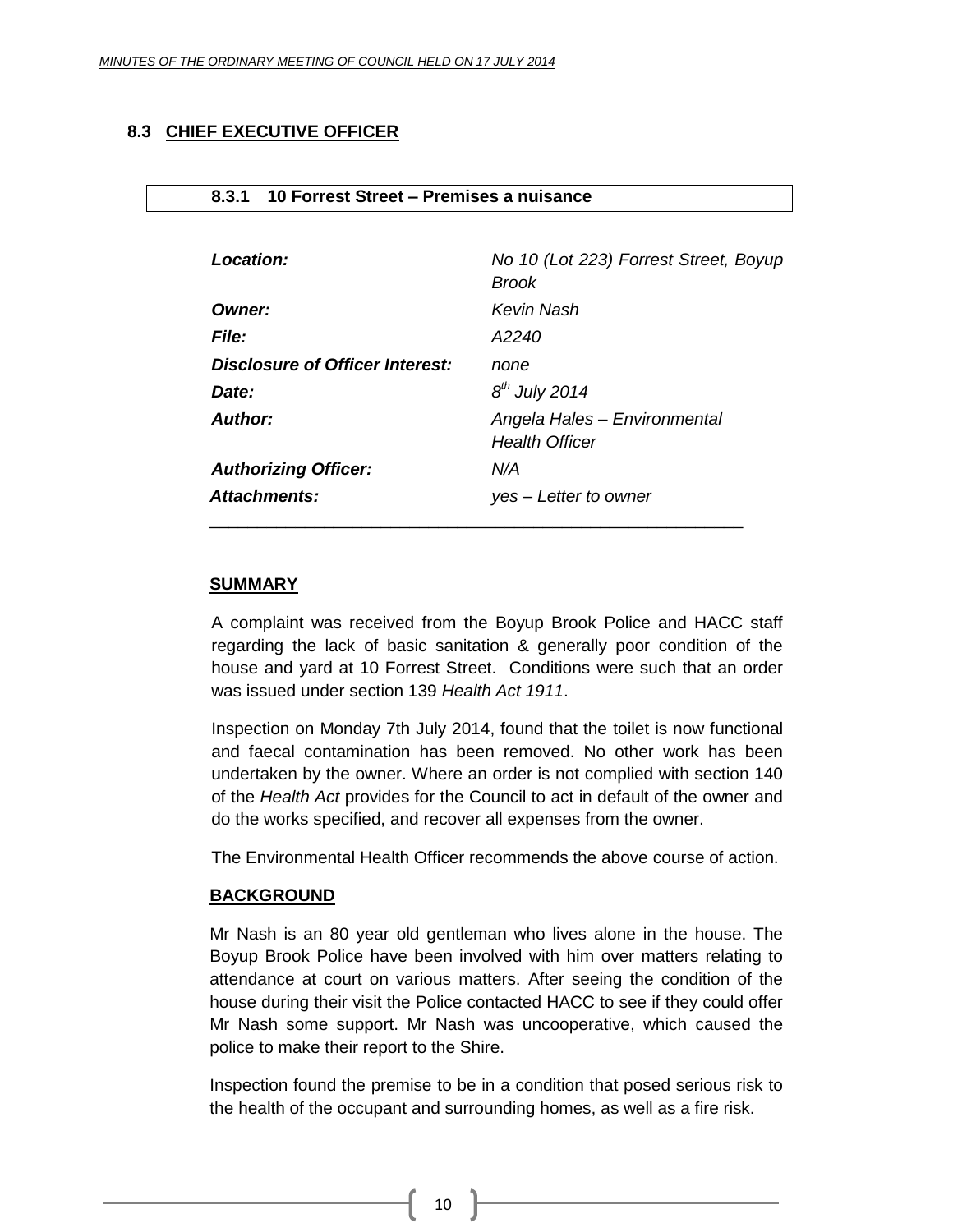## 8.3 CHIEF EXECUTIVE OFFICER

### 8.3.1 10 Forrest Street – Premises a nuisance

| | |
|---|---|
| ***Location:*** | *No 10 (Lot 223) Forrest Street, Boyup Brook* |
| ***Owner:*** | *Kevin Nash* |
| ***File:*** | *A2240* |
| ***Disclosure of Officer Interest:*** | *none* |
| ***Date:*** | *8th July 2014* |
| ***Author:*** | *Angela Hales – Environmental Health Officer* |
| ***Authorizing Officer:*** | *N/A* |
| ***Attachments:*** | *yes – Letter to owner* |

**SUMMARY**

A complaint was received from the Boyup Brook Police and HACC staff regarding the lack of basic sanitation & generally poor condition of the house and yard at 10 Forrest Street. Conditions were such that an order was issued under section 139 *Health Act 1911*.

Inspection on Monday 7th July 2014, found that the toilet is now functional and faecal contamination has been removed. No other work has been undertaken by the owner. Where an order is not complied with section 140 of the *Health Act* provides for the Council to act in default of the owner and do the works specified, and recover all expenses from the owner.

The Environmental Health Officer recommends the above course of action.

**BACKGROUND**

Mr Nash is an 80 year old gentleman who lives alone in the house. The Boyup Brook Police have been involved with him over matters relating to attendance at court on various matters. After seeing the condition of the house during their visit the Police contacted HACC to see if they could offer Mr Nash some support. Mr Nash was uncooperative, which caused the police to make their report to the Shire.

Inspection found the premise to be in a condition that posed serious risk to the health of the occupant and surrounding homes, as well as a fire risk.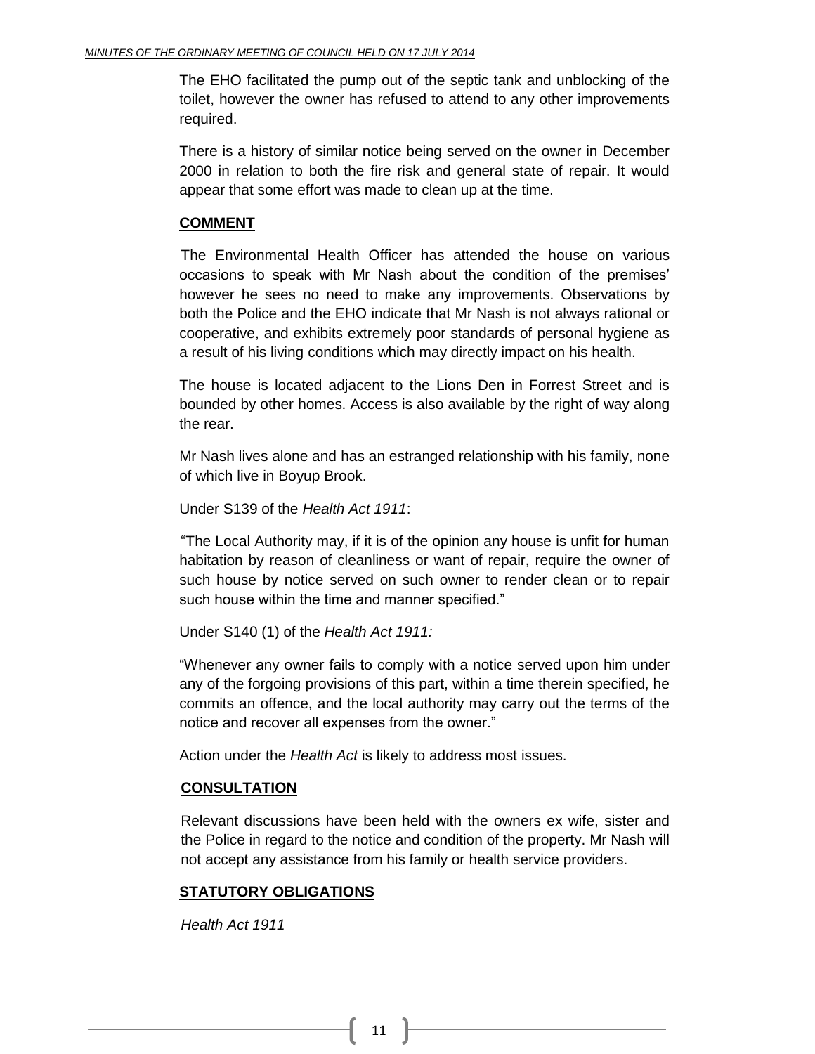The EHO facilitated the pump out of the septic tank and unblocking of the toilet, however the owner has refused to attend to any other improvements required.

There is a history of similar notice being served on the owner in December 2000 in relation to both the fire risk and general state of repair. It would appear that some effort was made to clean up at the time.

## COMMENT

The Environmental Health Officer has attended the house on various occasions to speak with Mr Nash about the condition of the premises' however he sees no need to make any improvements. Observations by both the Police and the EHO indicate that Mr Nash is not always rational or cooperative, and exhibits extremely poor standards of personal hygiene as a result of his living conditions which may directly impact on his health.

The house is located adjacent to the Lions Den in Forrest Street and is bounded by other homes. Access is also available by the right of way along the rear.

Mr Nash lives alone and has an estranged relationship with his family, none of which live in Boyup Brook.

Under S139 of the *Health Act 1911*:

"The Local Authority may, if it is of the opinion any house is unfit for human habitation by reason of cleanliness or want of repair, require the owner of such house by notice served on such owner to render clean or to repair such house within the time and manner specified."

Under S140 (1) of the *Health Act 1911:*

"Whenever any owner fails to comply with a notice served upon him under any of the forgoing provisions of this part, within a time therein specified, he commits an offence, and the local authority may carry out the terms of the notice and recover all expenses from the owner."

Action under the *Health Act* is likely to address most issues.

## CONSULTATION

Relevant discussions have been held with the owners ex wife, sister and the Police in regard to the notice and condition of the property. Mr Nash will not accept any assistance from his family or health service providers.

## STATUTORY OBLIGATIONS

*Health Act 1911*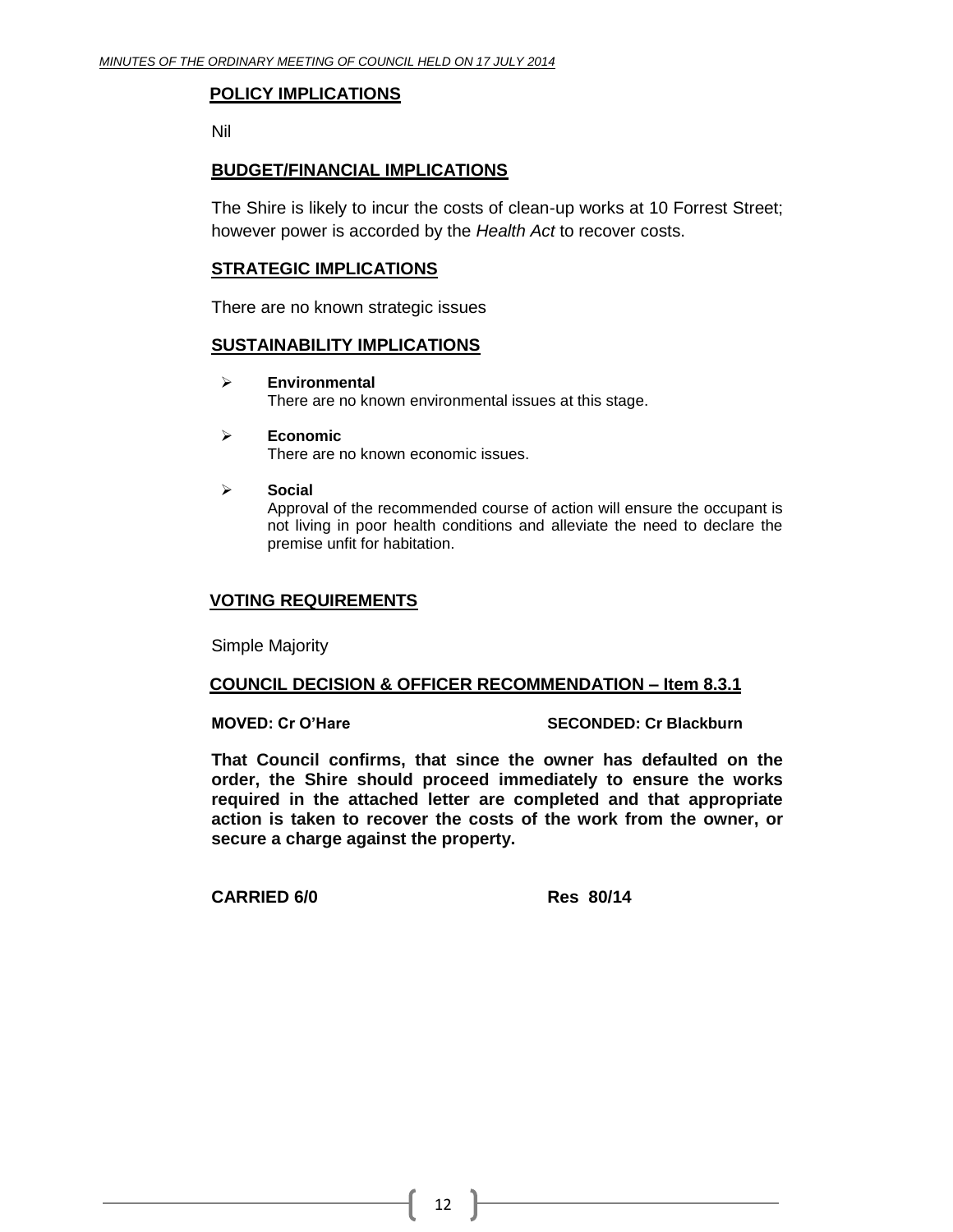## POLICY IMPLICATIONS

Nil

## BUDGET/FINANCIAL IMPLICATIONS

The Shire is likely to incur the costs of clean-up works at 10 Forrest Street; however power is accorded by the *Health Act* to recover costs.

## STRATEGIC IMPLICATIONS

There are no known strategic issues

## SUSTAINABILITY IMPLICATIONS

- **Environmental**
  There are no known environmental issues at this stage.

- **Economic**
  There are no known economic issues.

- **Social**
  Approval of the recommended course of action will ensure the occupant is not living in poor health conditions and alleviate the need to declare the premise unfit for habitation.

## VOTING REQUIREMENTS

Simple Majority

## COUNCIL DECISION & OFFICER RECOMMENDATION – Item 8.3.1

**MOVED: Cr O'Hare** **SECONDED: Cr Blackburn**

**That Council confirms, that since the owner has defaulted on the order, the Shire should proceed immediately to ensure the works required in the attached letter are completed and that appropriate action is taken to recover the costs of the work from the owner, or secure a charge against the property.**

**CARRIED 6/0** **Res 80/14**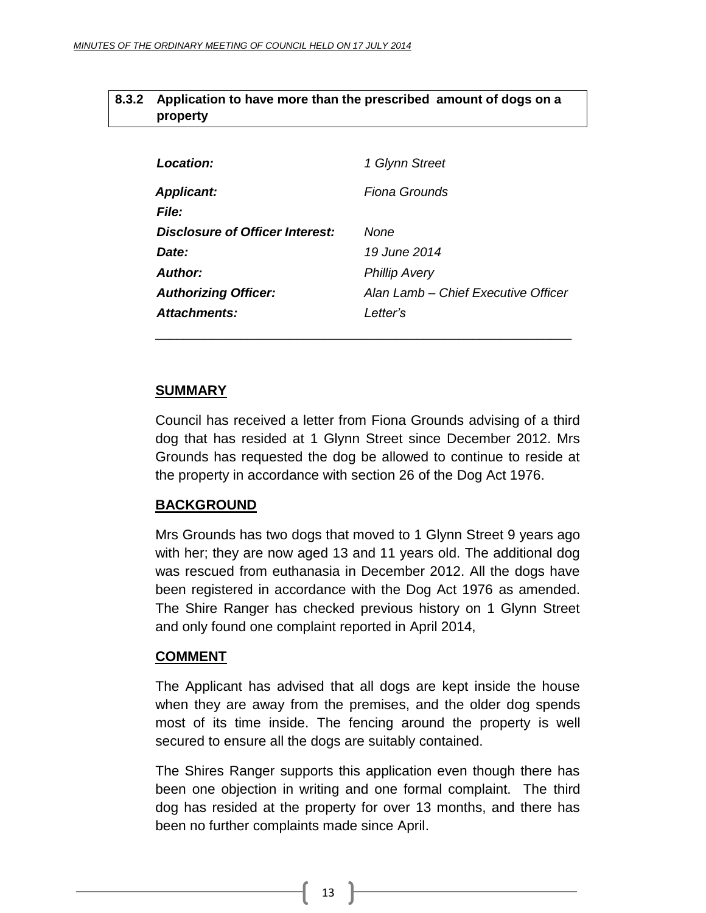## 8.3.2 Application to have more than the prescribed amount of dogs on a property

| | |
|---|---|
| ***Location:*** | *1 Glynn Street* |
| ***Applicant:*** | *Fiona Grounds* |
| ***File:*** | |
| ***Disclosure of Officer Interest:*** | *None* |
| ***Date:*** | *19 June 2014* |
| ***Author:*** | *Phillip Avery* |
| ***Authorizing Officer:*** | *Alan Lamb – Chief Executive Officer* |
| ***Attachments:*** | *Letter's* |

---

### SUMMARY

Council has received a letter from Fiona Grounds advising of a third dog that has resided at 1 Glynn Street since December 2012. Mrs Grounds has requested the dog be allowed to continue to reside at the property in accordance with section 26 of the Dog Act 1976.

### BACKGROUND

Mrs Grounds has two dogs that moved to 1 Glynn Street 9 years ago with her; they are now aged 13 and 11 years old. The additional dog was rescued from euthanasia in December 2012. All the dogs have been registered in accordance with the Dog Act 1976 as amended. The Shire Ranger has checked previous history on 1 Glynn Street and only found one complaint reported in April 2014,

### COMMENT

The Applicant has advised that all dogs are kept inside the house when they are away from the premises, and the older dog spends most of its time inside. The fencing around the property is well secured to ensure all the dogs are suitably contained.

The Shires Ranger supports this application even though there has been one objection in writing and one formal complaint. The third dog has resided at the property for over 13 months, and there has been no further complaints made since April.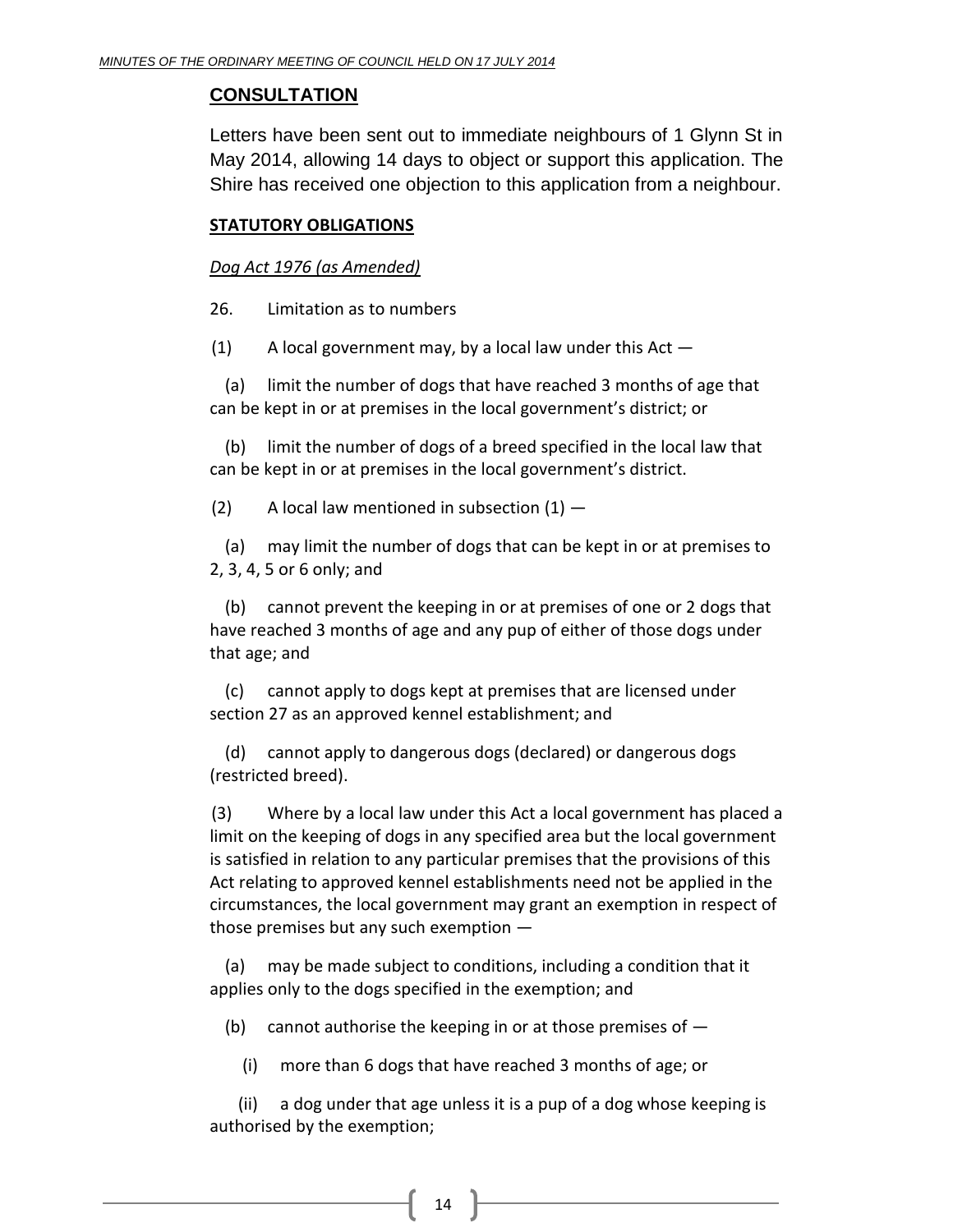## CONSULTATION

Letters have been sent out to immediate neighbours of 1 Glynn St in May 2014, allowing 14 days to object or support this application. The Shire has received one objection to this application from a neighbour.

**STATUTORY OBLIGATIONS**

*Dog Act 1976 (as Amended)*

26. Limitation as to numbers

(1) A local government may, by a local law under this Act —

(a) limit the number of dogs that have reached 3 months of age that can be kept in or at premises in the local government's district; or

(b) limit the number of dogs of a breed specified in the local law that can be kept in or at premises in the local government's district.

(2) A local law mentioned in subsection (1) —

(a) may limit the number of dogs that can be kept in or at premises to 2, 3, 4, 5 or 6 only; and

(b) cannot prevent the keeping in or at premises of one or 2 dogs that have reached 3 months of age and any pup of either of those dogs under that age; and

(c) cannot apply to dogs kept at premises that are licensed under section 27 as an approved kennel establishment; and

(d) cannot apply to dangerous dogs (declared) or dangerous dogs (restricted breed).

(3) Where by a local law under this Act a local government has placed a limit on the keeping of dogs in any specified area but the local government is satisfied in relation to any particular premises that the provisions of this Act relating to approved kennel establishments need not be applied in the circumstances, the local government may grant an exemption in respect of those premises but any such exemption —

(a) may be made subject to conditions, including a condition that it applies only to the dogs specified in the exemption; and

(b) cannot authorise the keeping in or at those premises of —

(i) more than 6 dogs that have reached 3 months of age; or

(ii) a dog under that age unless it is a pup of a dog whose keeping is authorised by the exemption;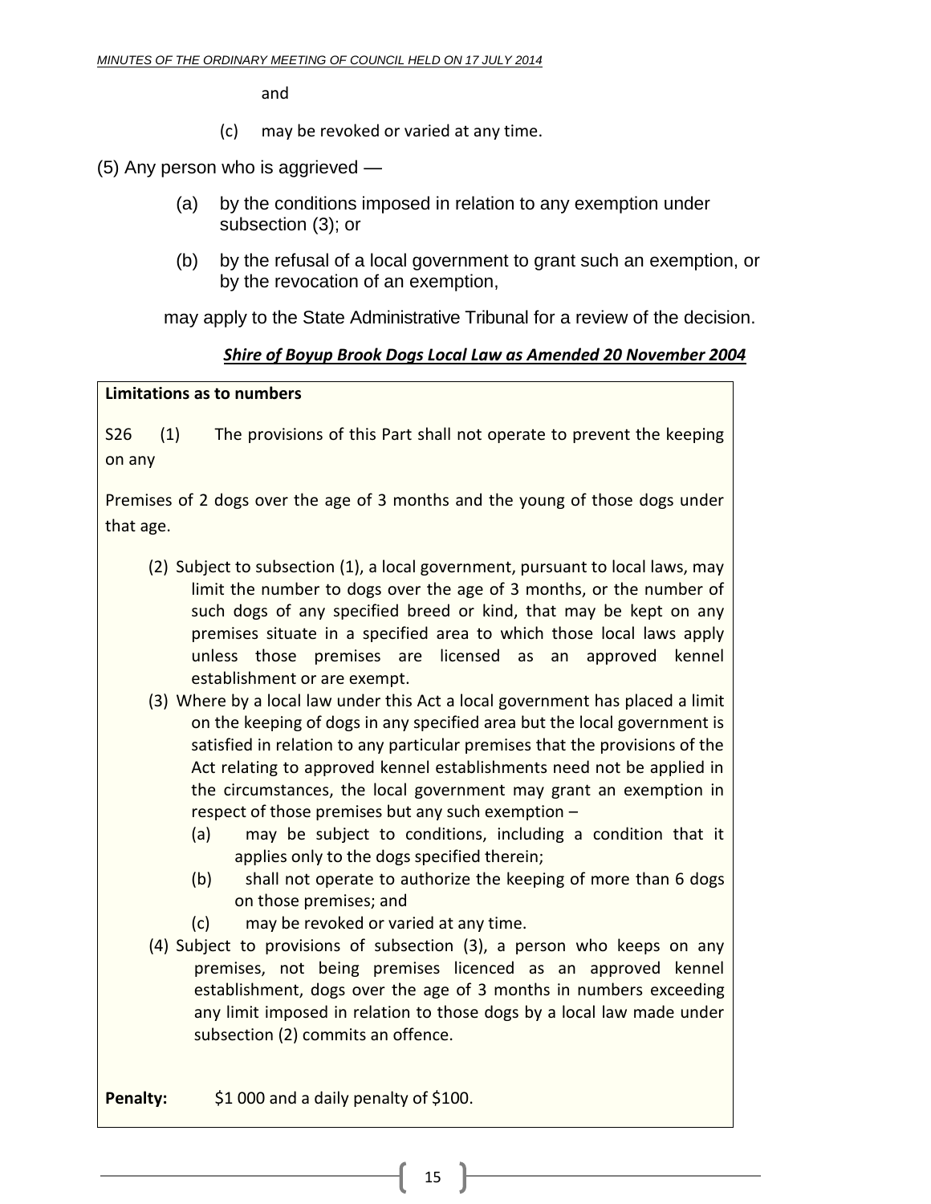and

(c) may be revoked or varied at any time.

(5) Any person who is aggrieved —

(a) by the conditions imposed in relation to any exemption under subsection (3); or

(b) by the refusal of a local government to grant such an exemption, or by the revocation of an exemption,

may apply to the State Administrative Tribunal for a review of the decision.

***Shire of Boyup Brook Dogs Local Law as Amended 20 November 2004***

**Limitations as to numbers**

S26 (1) The provisions of this Part shall not operate to prevent the keeping on any

Premises of 2 dogs over the age of 3 months and the young of those dogs under that age.

(2) Subject to subsection (1), a local government, pursuant to local laws, may limit the number to dogs over the age of 3 months, or the number of such dogs of any specified breed or kind, that may be kept on any premises situate in a specified area to which those local laws apply unless those premises are licensed as an approved kennel establishment or are exempt.

(3) Where by a local law under this Act a local government has placed a limit on the keeping of dogs in any specified area but the local government is satisfied in relation to any particular premises that the provisions of the Act relating to approved kennel establishments need not be applied in the circumstances, the local government may grant an exemption in respect of those premises but any such exemption –

(a) may be subject to conditions, including a condition that it applies only to the dogs specified therein;

(b) shall not operate to authorize the keeping of more than 6 dogs on those premises; and

(c) may be revoked or varied at any time.

(4) Subject to provisions of subsection (3), a person who keeps on any premises, not being premises licenced as an approved kennel establishment, dogs over the age of 3 months in numbers exceeding any limit imposed in relation to those dogs by a local law made under subsection (2) commits an offence.

**Penalty:** $1 000 and a daily penalty of $100.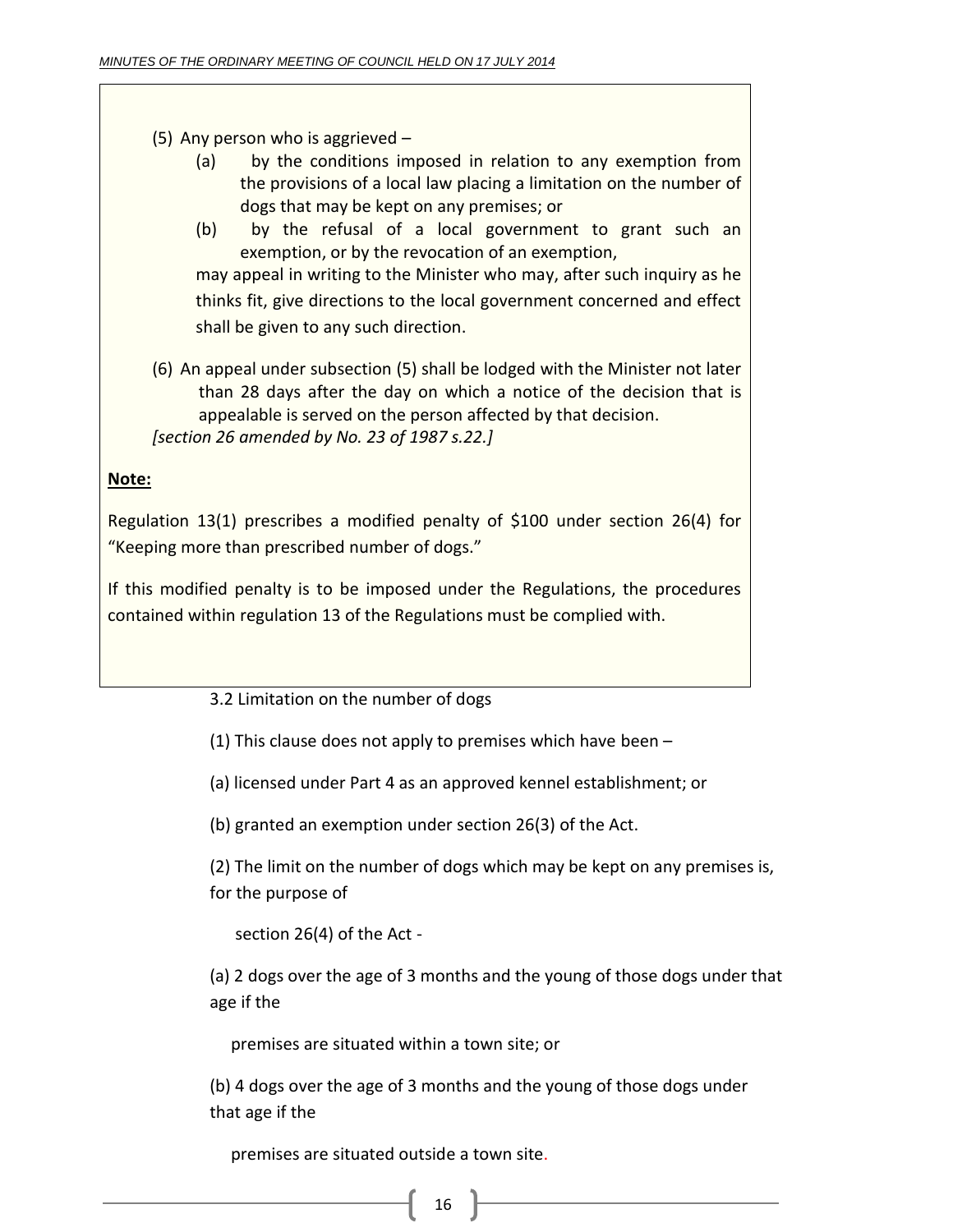(5) Any person who is aggrieved –

(a) by the conditions imposed in relation to any exemption from the provisions of a local law placing a limitation on the number of dogs that may be kept on any premises; or

(b) by the refusal of a local government to grant such an exemption, or by the revocation of an exemption,

may appeal in writing to the Minister who may, after such inquiry as he thinks fit, give directions to the local government concerned and effect shall be given to any such direction.

(6) An appeal under subsection (5) shall be lodged with the Minister not later than 28 days after the day on which a notice of the decision that is appealable is served on the person affected by that decision.

*[section 26 amended by No. 23 of 1987 s.22.]*

**Note:**

Regulation 13(1) prescribes a modified penalty of $100 under section 26(4) for "Keeping more than prescribed number of dogs."

If this modified penalty is to be imposed under the Regulations, the procedures contained within regulation 13 of the Regulations must be complied with.

3.2 Limitation on the number of dogs

(1) This clause does not apply to premises which have been –

(a) licensed under Part 4 as an approved kennel establishment; or

(b) granted an exemption under section 26(3) of the Act.

(2) The limit on the number of dogs which may be kept on any premises is, for the purpose of

section 26(4) of the Act -

(a) 2 dogs over the age of 3 months and the young of those dogs under that age if the

premises are situated within a town site; or

(b) 4 dogs over the age of 3 months and the young of those dogs under that age if the

premises are situated outside a town site.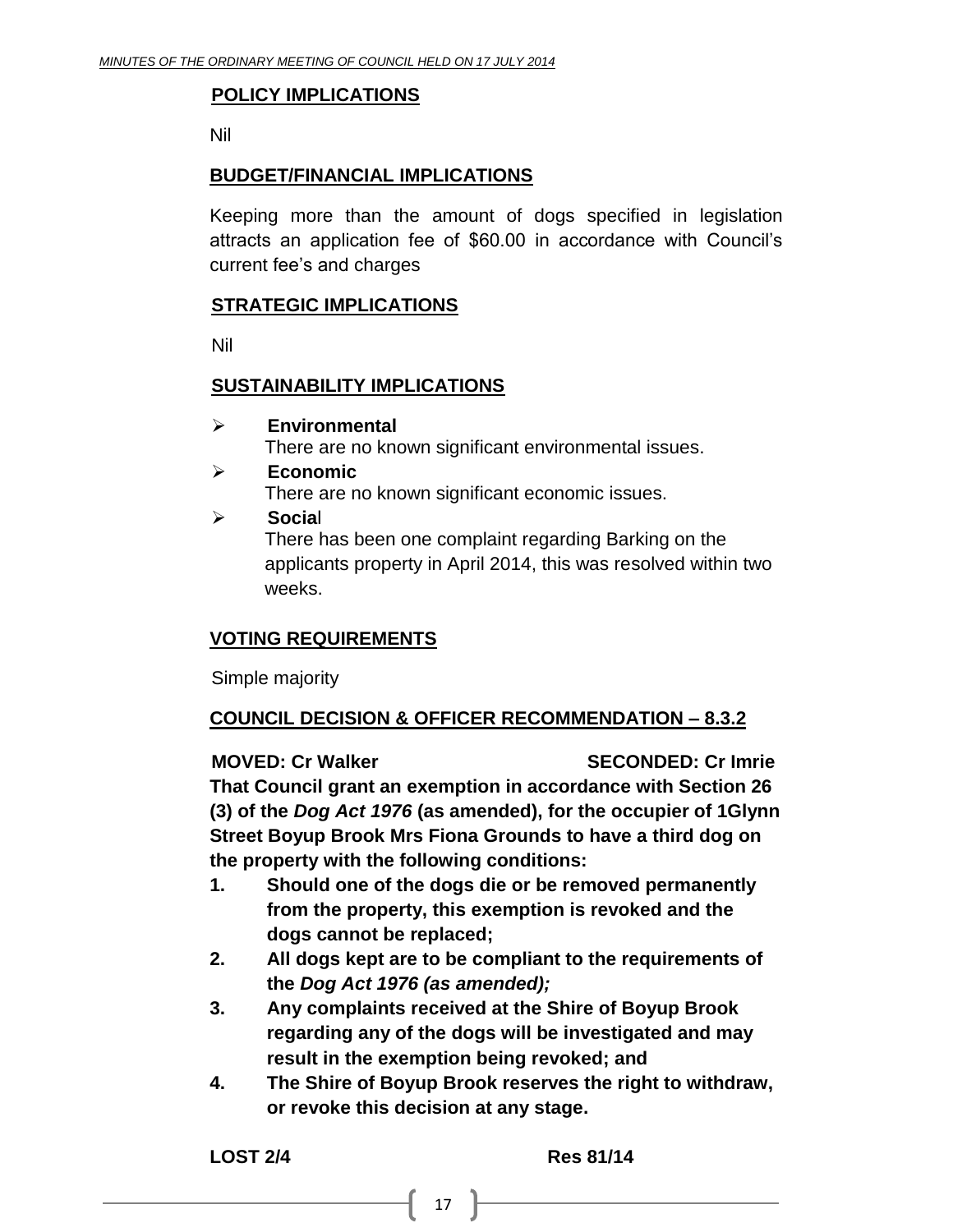## POLICY IMPLICATIONS

Nil

## BUDGET/FINANCIAL IMPLICATIONS

Keeping more than the amount of dogs specified in legislation attracts an application fee of $60.00 in accordance with Council's current fee's and charges

## STRATEGIC IMPLICATIONS

Nil

## SUSTAINABILITY IMPLICATIONS

- **Environmental**
  There are no known significant environmental issues.
- **Economic**
  There are no known significant economic issues.
- **Social**
  There has been one complaint regarding Barking on the applicants property in April 2014, this was resolved within two weeks.

## VOTING REQUIREMENTS

Simple majority

## COUNCIL DECISION & OFFICER RECOMMENDATION – 8.3.2

**MOVED: Cr Walker SECONDED: Cr Imrie**

**That Council grant an exemption in accordance with Section 26 (3) of the *Dog Act 1976* (as amended), for the occupier of 1Glynn Street Boyup Brook Mrs Fiona Grounds to have a third dog on the property with the following conditions:**

1. **Should one of the dogs die or be removed permanently from the property, this exemption is revoked and the dogs cannot be replaced;**
2. **All dogs kept are to be compliant to the requirements of the *Dog Act 1976 (as amended);***
3. **Any complaints received at the Shire of Boyup Brook regarding any of the dogs will be investigated and may result in the exemption being revoked; and**
4. **The Shire of Boyup Brook reserves the right to withdraw, or revoke this decision at any stage.**

**LOST 2/4 Res 81/14**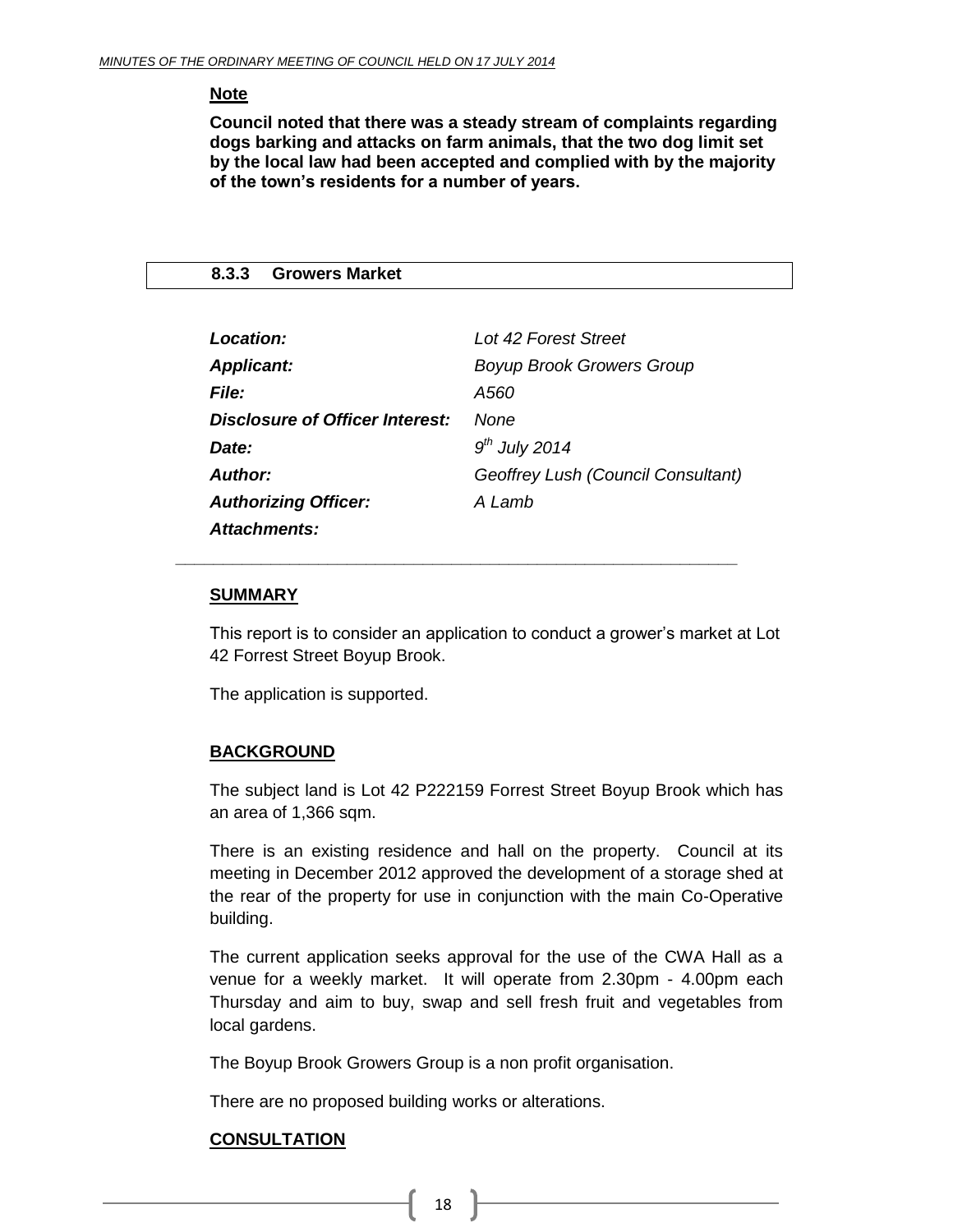**Note**

**Council noted that there was a steady stream of complaints regarding dogs barking and attacks on farm animals, that the two dog limit set by the local law had been accepted and complied with by the majority of the town's residents for a number of years.**

## 8.3.3 Growers Market

| | |
|---|---|
| ***Location:*** | *Lot 42 Forest Street* |
| ***Applicant:*** | *Boyup Brook Growers Group* |
| ***File:*** | *A560* |
| ***Disclosure of Officer Interest:*** | *None* |
| ***Date:*** | *9th July 2014* |
| ***Author:*** | *Geoffrey Lush (Council Consultant)* |
| ***Authorizing Officer:*** | *A Lamb* |
| ***Attachments:*** | |

---

**SUMMARY**

This report is to consider an application to conduct a grower's market at Lot 42 Forrest Street Boyup Brook.

The application is supported.

**BACKGROUND**

The subject land is Lot 42 P222159 Forrest Street Boyup Brook which has an area of 1,366 sqm.

There is an existing residence and hall on the property. Council at its meeting in December 2012 approved the development of a storage shed at the rear of the property for use in conjunction with the main Co-Operative building.

The current application seeks approval for the use of the CWA Hall as a venue for a weekly market. It will operate from 2.30pm - 4.00pm each Thursday and aim to buy, swap and sell fresh fruit and vegetables from local gardens.

The Boyup Brook Growers Group is a non profit organisation.

There are no proposed building works or alterations.

**CONSULTATION**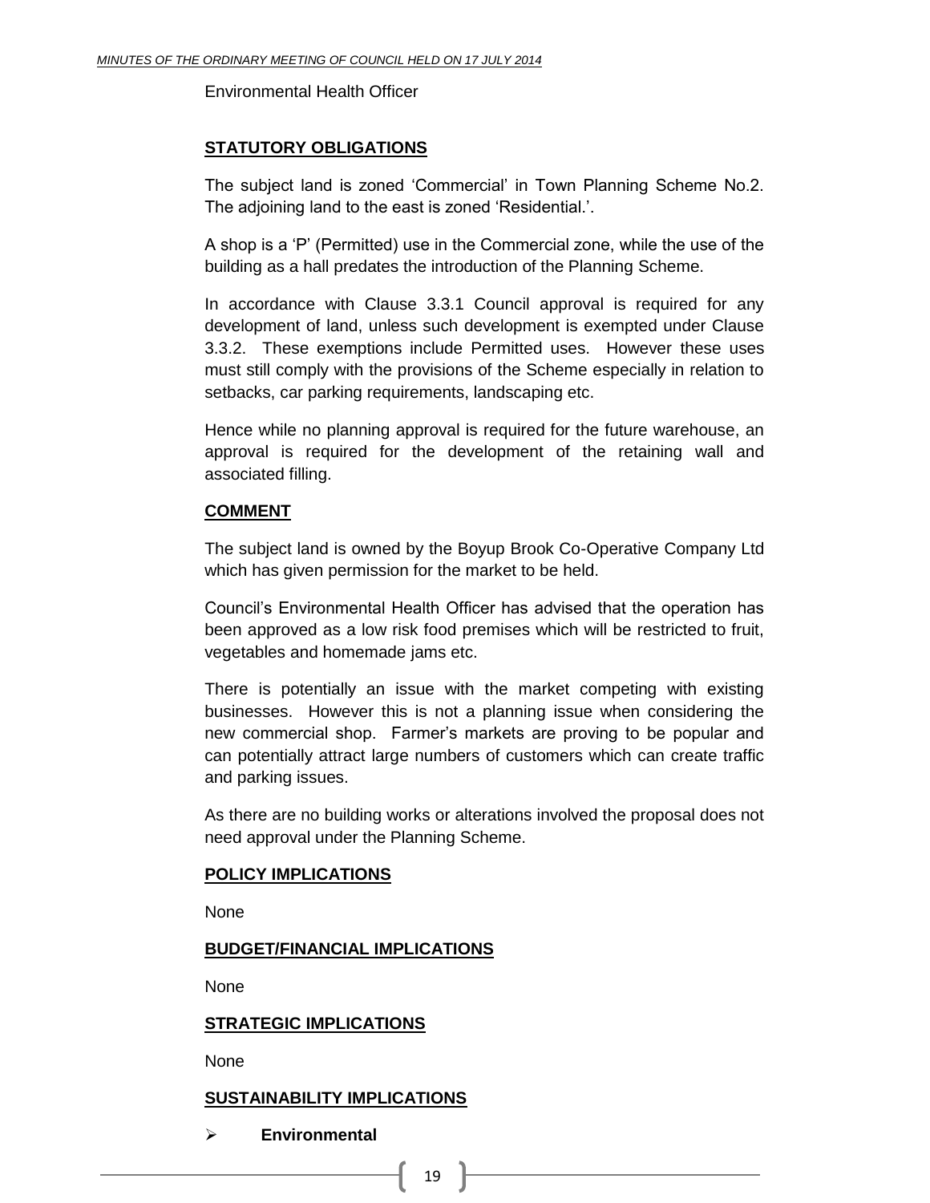Environmental Health Officer

**STATUTORY OBLIGATIONS**

The subject land is zoned 'Commercial' in Town Planning Scheme No.2. The adjoining land to the east is zoned 'Residential.'.

A shop is a 'P' (Permitted) use in the Commercial zone, while the use of the building as a hall predates the introduction of the Planning Scheme.

In accordance with Clause 3.3.1 Council approval is required for any development of land, unless such development is exempted under Clause 3.3.2. These exemptions include Permitted uses. However these uses must still comply with the provisions of the Scheme especially in relation to setbacks, car parking requirements, landscaping etc.

Hence while no planning approval is required for the future warehouse, an approval is required for the development of the retaining wall and associated filling.

**COMMENT**

The subject land is owned by the Boyup Brook Co-Operative Company Ltd which has given permission for the market to be held.

Council's Environmental Health Officer has advised that the operation has been approved as a low risk food premises which will be restricted to fruit, vegetables and homemade jams etc.

There is potentially an issue with the market competing with existing businesses. However this is not a planning issue when considering the new commercial shop. Farmer's markets are proving to be popular and can potentially attract large numbers of customers which can create traffic and parking issues.

As there are no building works or alterations involved the proposal does not need approval under the Planning Scheme.

**POLICY IMPLICATIONS**

None

**BUDGET/FINANCIAL IMPLICATIONS**

None

**STRATEGIC IMPLICATIONS**

None

**SUSTAINABILITY IMPLICATIONS**

- **Environmental**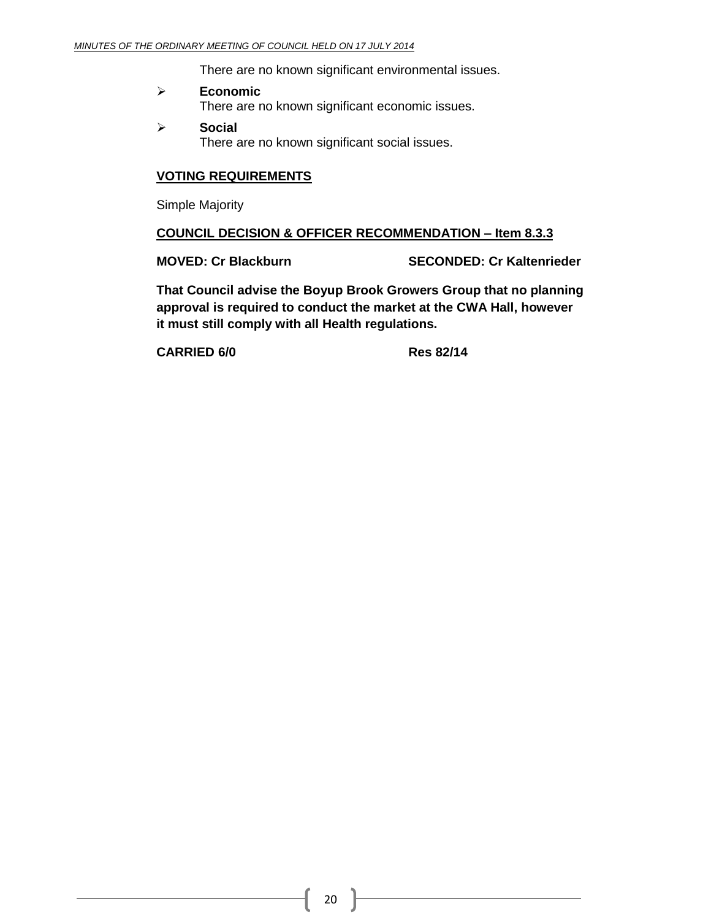There are no known significant environmental issues.

- **Economic**
  There are no known significant economic issues.
- **Social**
  There are no known significant social issues.

**VOTING REQUIREMENTS**

Simple Majority

**COUNCIL DECISION & OFFICER RECOMMENDATION – Item 8.3.3**

**MOVED: Cr Blackburn SECONDED: Cr Kaltenrieder**

**That Council advise the Boyup Brook Growers Group that no planning approval is required to conduct the market at the CWA Hall, however it must still comply with all Health regulations.**

**CARRIED 6/0 Res 82/14**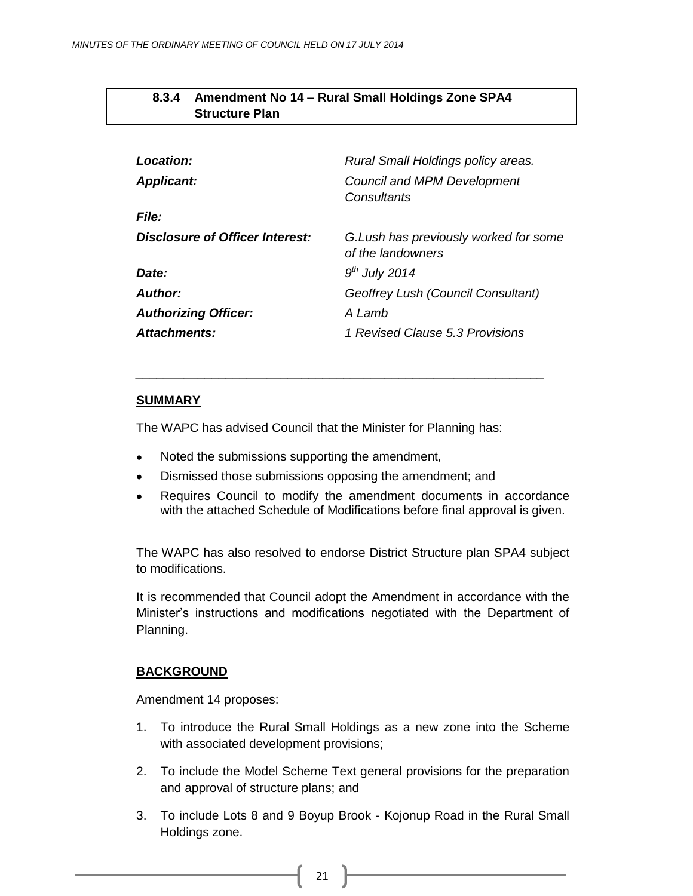## 8.3.4 Amendment No 14 – Rural Small Holdings Zone SPA4 Structure Plan

| | |
|---|---|
| ***Location:*** | *Rural Small Holdings policy areas.* |
| ***Applicant:*** | *Council and MPM Development Consultants* |
| ***File:*** | |
| ***Disclosure of Officer Interest:*** | *G.Lush has previously worked for some of the landowners* |
| ***Date:*** | *9th July 2014* |
| ***Author:*** | *Geoffrey Lush (Council Consultant)* |
| ***Authorizing Officer:*** | *A Lamb* |
| ***Attachments:*** | *1 Revised Clause 5.3 Provisions* |

---

**SUMMARY**

The WAPC has advised Council that the Minister for Planning has:

- Noted the submissions supporting the amendment,
- Dismissed those submissions opposing the amendment; and
- Requires Council to modify the amendment documents in accordance with the attached Schedule of Modifications before final approval is given.

The WAPC has also resolved to endorse District Structure plan SPA4 subject to modifications.

It is recommended that Council adopt the Amendment in accordance with the Minister's instructions and modifications negotiated with the Department of Planning.

**BACKGROUND**

Amendment 14 proposes:

1. To introduce the Rural Small Holdings as a new zone into the Scheme with associated development provisions;
2. To include the Model Scheme Text general provisions for the preparation and approval of structure plans; and
3. To include Lots 8 and 9 Boyup Brook - Kojonup Road in the Rural Small Holdings zone.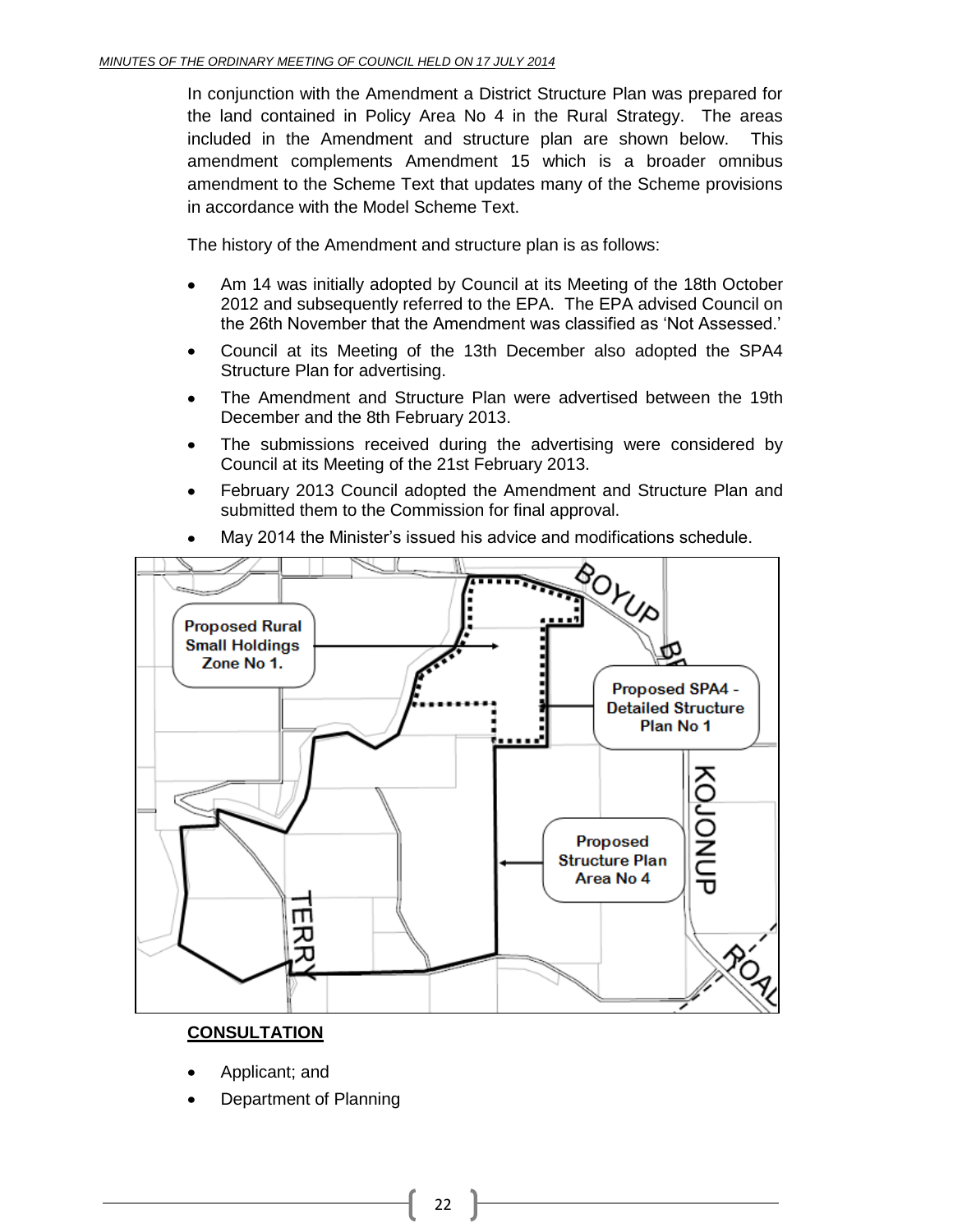In conjunction with the Amendment a District Structure Plan was prepared for the land contained in Policy Area No 4 in the Rural Strategy. The areas included in the Amendment and structure plan are shown below. This amendment complements Amendment 15 which is a broader omnibus amendment to the Scheme Text that updates many of the Scheme provisions in accordance with the Model Scheme Text.

The history of the Amendment and structure plan is as follows:

- Am 14 was initially adopted by Council at its Meeting of the 18th October 2012 and subsequently referred to the EPA. The EPA advised Council on the 26th November that the Amendment was classified as 'Not Assessed.'
- Council at its Meeting of the 13th December also adopted the SPA4 Structure Plan for advertising.
- The Amendment and Structure Plan were advertised between the 19th December and the 8th February 2013.
- The submissions received during the advertising were considered by Council at its Meeting of the 21st February 2013.
- February 2013 Council adopted the Amendment and Structure Plan and submitted them to the Commission for final approval.
- May 2014 the Minister's issued his advice and modifications schedule.

Proposed Rural Small Holdings Zone No 1.

Proposed SPA4 - Detailed Structure Plan No 1

Proposed Structure Plan Area No 4

BOYUP BR

KOJONUP ROAD

TERRY

## CONSULTATION

- Applicant; and
- Department of Planning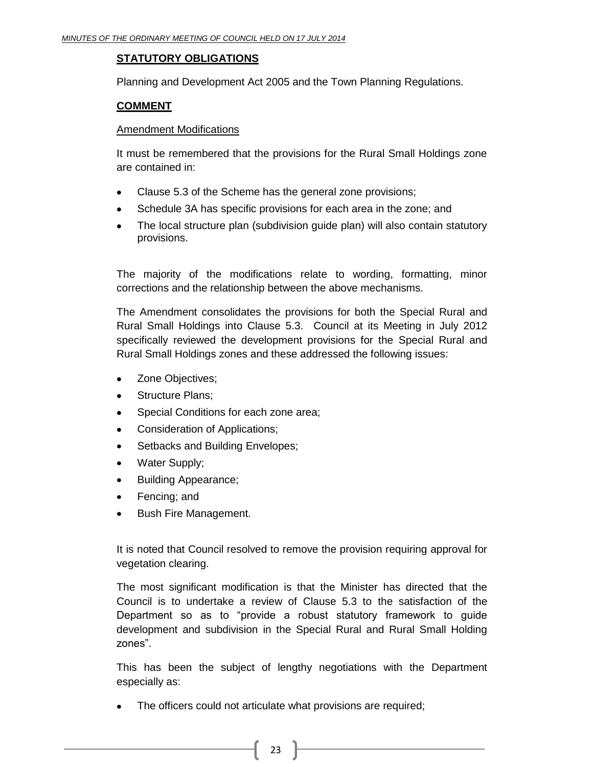## STATUTORY OBLIGATIONS

Planning and Development Act 2005 and the Town Planning Regulations.

## COMMENT

Amendment Modifications

It must be remembered that the provisions for the Rural Small Holdings zone are contained in:

- Clause 5.3 of the Scheme has the general zone provisions;
- Schedule 3A has specific provisions for each area in the zone; and
- The local structure plan (subdivision guide plan) will also contain statutory provisions.

The majority of the modifications relate to wording, formatting, minor corrections and the relationship between the above mechanisms.

The Amendment consolidates the provisions for both the Special Rural and Rural Small Holdings into Clause 5.3. Council at its Meeting in July 2012 specifically reviewed the development provisions for the Special Rural and Rural Small Holdings zones and these addressed the following issues:

- Zone Objectives;
- Structure Plans;
- Special Conditions for each zone area;
- Consideration of Applications;
- Setbacks and Building Envelopes;
- Water Supply;
- Building Appearance;
- Fencing; and
- Bush Fire Management.

It is noted that Council resolved to remove the provision requiring approval for vegetation clearing.

The most significant modification is that the Minister has directed that the Council is to undertake a review of Clause 5.3 to the satisfaction of the Department so as to "provide a robust statutory framework to guide development and subdivision in the Special Rural and Rural Small Holding zones".

This has been the subject of lengthy negotiations with the Department especially as:

- The officers could not articulate what provisions are required;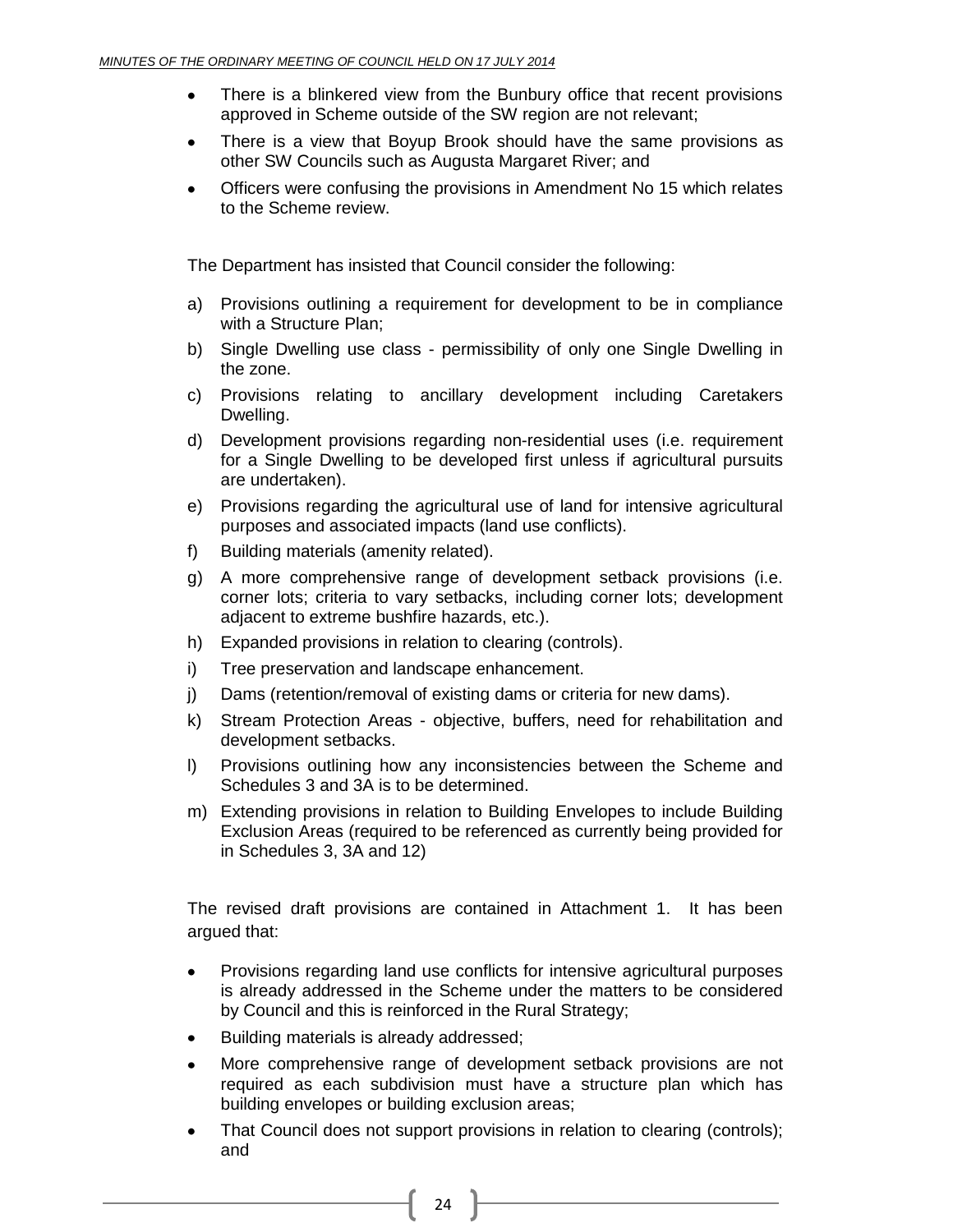- There is a blinkered view from the Bunbury office that recent provisions approved in Scheme outside of the SW region are not relevant;
- There is a view that Boyup Brook should have the same provisions as other SW Councils such as Augusta Margaret River; and
- Officers were confusing the provisions in Amendment No 15 which relates to the Scheme review.

The Department has insisted that Council consider the following:

a) Provisions outlining a requirement for development to be in compliance with a Structure Plan;
b) Single Dwelling use class - permissibility of only one Single Dwelling in the zone.
c) Provisions relating to ancillary development including Caretakers Dwelling.
d) Development provisions regarding non-residential uses (i.e. requirement for a Single Dwelling to be developed first unless if agricultural pursuits are undertaken).
e) Provisions regarding the agricultural use of land for intensive agricultural purposes and associated impacts (land use conflicts).
f) Building materials (amenity related).
g) A more comprehensive range of development setback provisions (i.e. corner lots; criteria to vary setbacks, including corner lots; development adjacent to extreme bushfire hazards, etc.).
h) Expanded provisions in relation to clearing (controls).
i) Tree preservation and landscape enhancement.
j) Dams (retention/removal of existing dams or criteria for new dams).
k) Stream Protection Areas - objective, buffers, need for rehabilitation and development setbacks.
l) Provisions outlining how any inconsistencies between the Scheme and Schedules 3 and 3A is to be determined.
m) Extending provisions in relation to Building Envelopes to include Building Exclusion Areas (required to be referenced as currently being provided for in Schedules 3, 3A and 12)

The revised draft provisions are contained in Attachment 1. It has been argued that:

- Provisions regarding land use conflicts for intensive agricultural purposes is already addressed in the Scheme under the matters to be considered by Council and this is reinforced in the Rural Strategy;
- Building materials is already addressed;
- More comprehensive range of development setback provisions are not required as each subdivision must have a structure plan which has building envelopes or building exclusion areas;
- That Council does not support provisions in relation to clearing (controls); and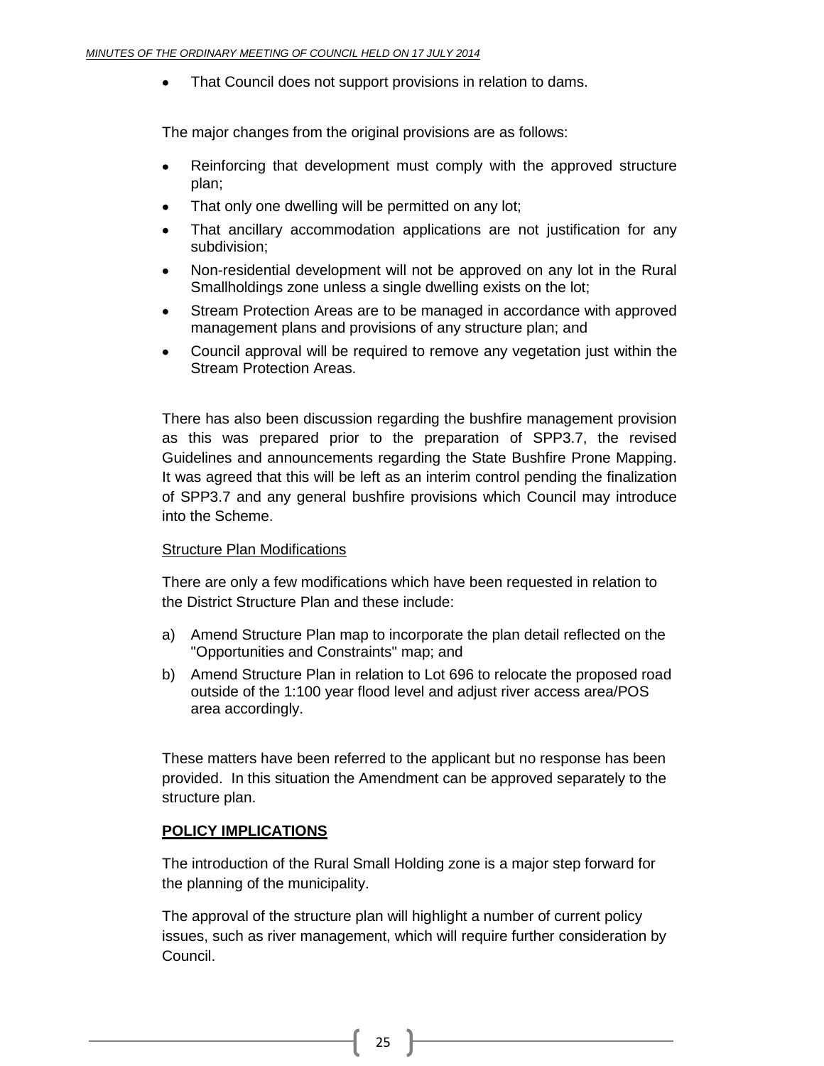- That Council does not support provisions in relation to dams.

The major changes from the original provisions are as follows:

- Reinforcing that development must comply with the approved structure plan;
- That only one dwelling will be permitted on any lot;
- That ancillary accommodation applications are not justification for any subdivision;
- Non-residential development will not be approved on any lot in the Rural Smallholdings zone unless a single dwelling exists on the lot;
- Stream Protection Areas are to be managed in accordance with approved management plans and provisions of any structure plan; and
- Council approval will be required to remove any vegetation just within the Stream Protection Areas.

There has also been discussion regarding the bushfire management provision as this was prepared prior to the preparation of SPP3.7, the revised Guidelines and announcements regarding the State Bushfire Prone Mapping. It was agreed that this will be left as an interim control pending the finalization of SPP3.7 and any general bushfire provisions which Council may introduce into the Scheme.

<u>Structure Plan Modifications</u>

There are only a few modifications which have been requested in relation to the District Structure Plan and these include:

a) Amend Structure Plan map to incorporate the plan detail reflected on the "Opportunities and Constraints" map; and
b) Amend Structure Plan in relation to Lot 696 to relocate the proposed road outside of the 1:100 year flood level and adjust river access area/POS area accordingly.

These matters have been referred to the applicant but no response has been provided. In this situation the Amendment can be approved separately to the structure plan.

**POLICY IMPLICATIONS**

The introduction of the Rural Small Holding zone is a major step forward for the planning of the municipality.

The approval of the structure plan will highlight a number of current policy issues, such as river management, which will require further consideration by Council.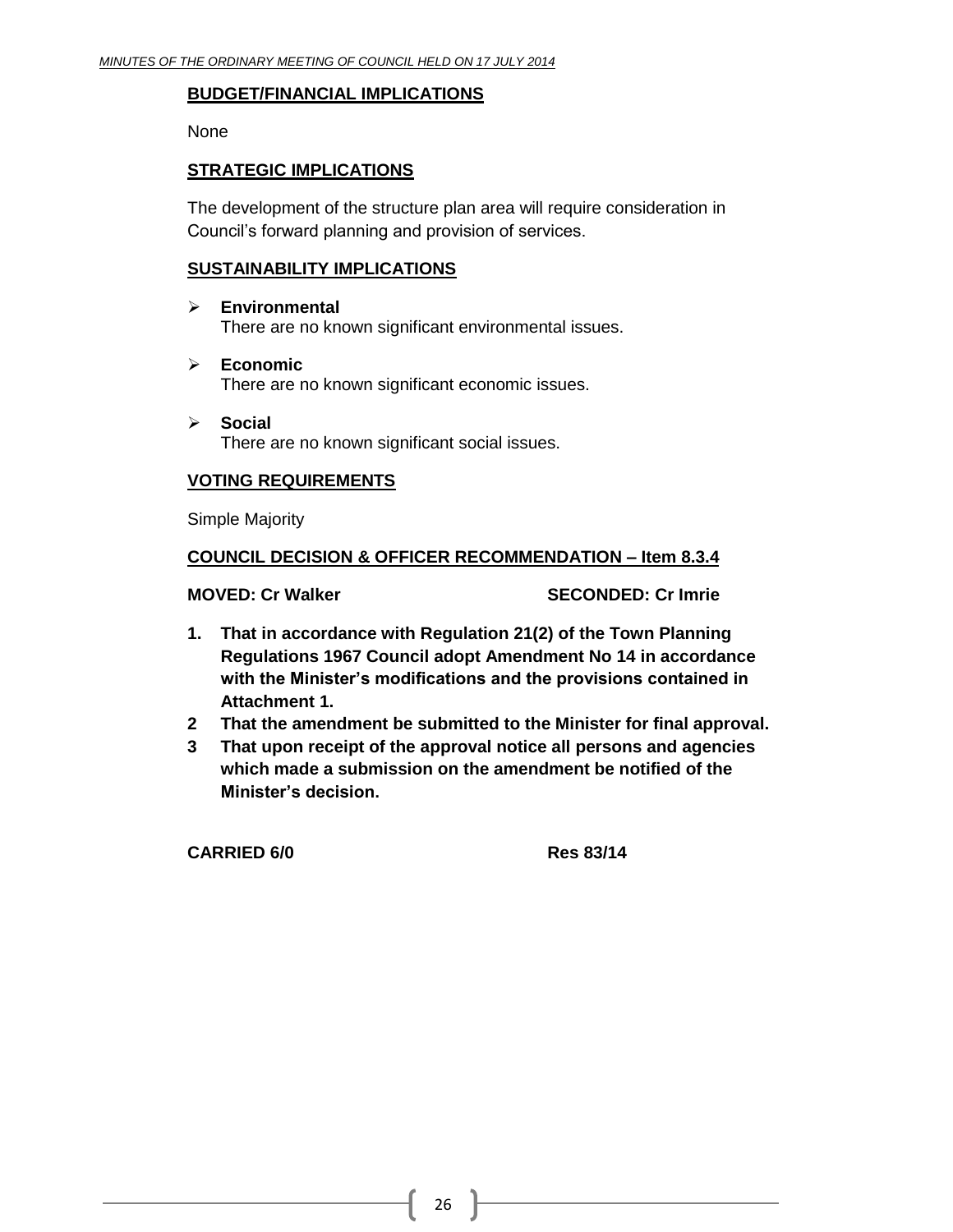**BUDGET/FINANCIAL IMPLICATIONS**

None

**STRATEGIC IMPLICATIONS**

The development of the structure plan area will require consideration in Council's forward planning and provision of services.

**SUSTAINABILITY IMPLICATIONS**

- **Environmental**
  There are no known significant environmental issues.
- **Economic**
  There are no known significant economic issues.
- **Social**
  There are no known significant social issues.

**VOTING REQUIREMENTS**

Simple Majority

**COUNCIL DECISION & OFFICER RECOMMENDATION – Item 8.3.4**

**MOVED: Cr Walker SECONDED: Cr Imrie**

1. **That in accordance with Regulation 21(2) of the Town Planning Regulations 1967 Council adopt Amendment No 14 in accordance with the Minister's modifications and the provisions contained in Attachment 1.**
2. **That the amendment be submitted to the Minister for final approval.**
3. **That upon receipt of the approval notice all persons and agencies which made a submission on the amendment be notified of the Minister's decision.**

**CARRIED 6/0 Res 83/14**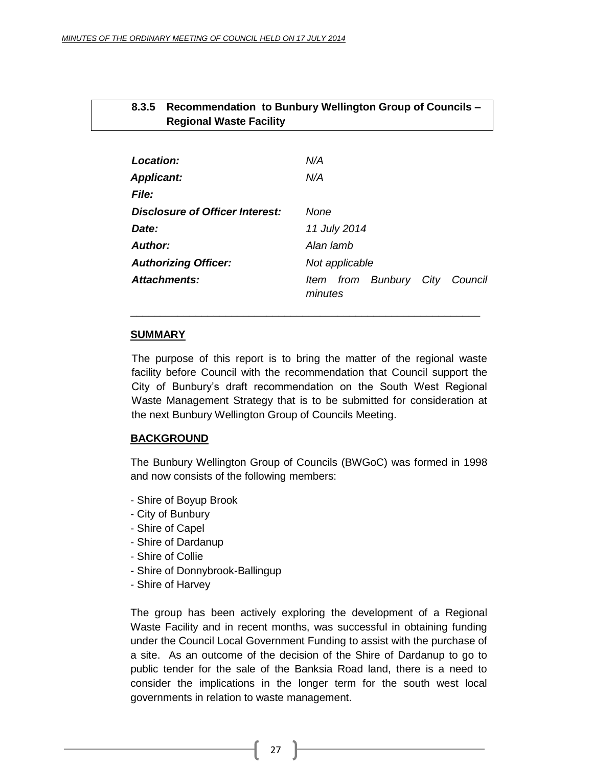### 8.3.5 Recommendation to Bunbury Wellington Group of Councils – Regional Waste Facility

| | |
|---|---|
| ***Location:*** | *N/A* |
| ***Applicant:*** | *N/A* |
| ***File:*** | |
| ***Disclosure of Officer Interest:*** | *None* |
| ***Date:*** | *11 July 2014* |
| ***Author:*** | *Alan lamb* |
| ***Authorizing Officer:*** | *Not applicable* |
| ***Attachments:*** | *Item from Bunbury City Council minutes* |

---

**SUMMARY**

The purpose of this report is to bring the matter of the regional waste facility before Council with the recommendation that Council support the City of Bunbury's draft recommendation on the South West Regional Waste Management Strategy that is to be submitted for consideration at the next Bunbury Wellington Group of Councils Meeting.

**BACKGROUND**

The Bunbury Wellington Group of Councils (BWGoC) was formed in 1998 and now consists of the following members:

- Shire of Boyup Brook
- City of Bunbury
- Shire of Capel
- Shire of Dardanup
- Shire of Collie
- Shire of Donnybrook-Ballingup
- Shire of Harvey

The group has been actively exploring the development of a Regional Waste Facility and in recent months, was successful in obtaining funding under the Council Local Government Funding to assist with the purchase of a site. As an outcome of the decision of the Shire of Dardanup to go to public tender for the sale of the Banksia Road land, there is a need to consider the implications in the longer term for the south west local governments in relation to waste management.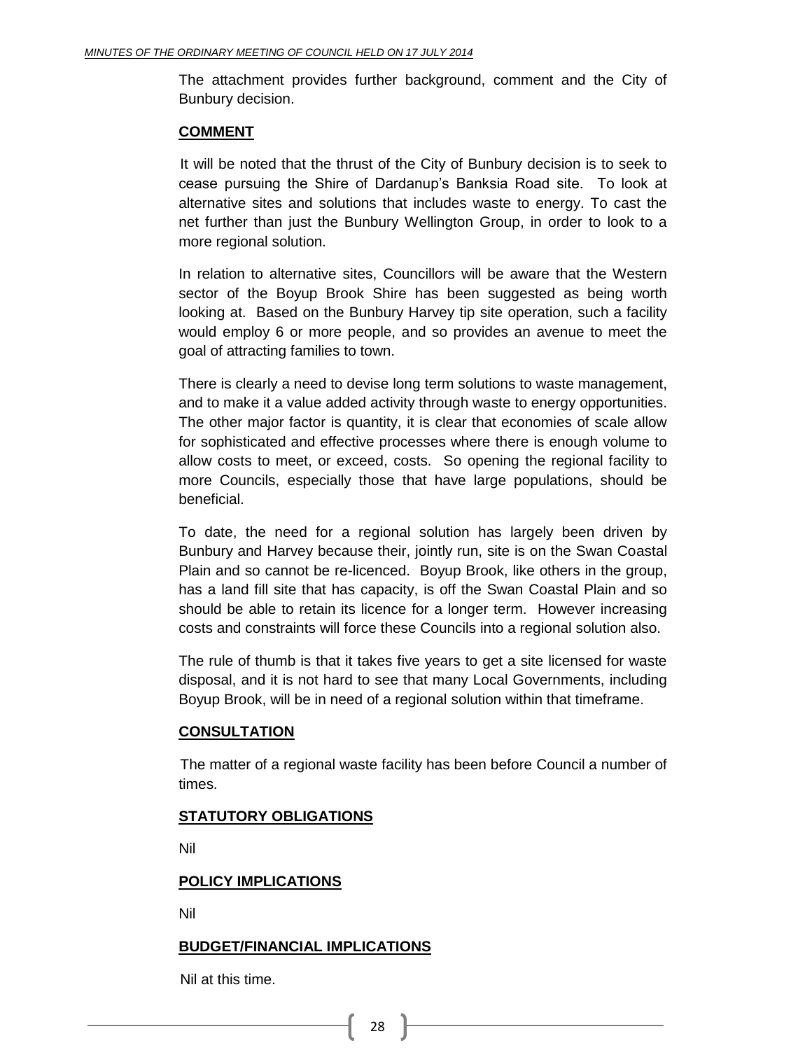The attachment provides further background, comment and the City of Bunbury decision.

## COMMENT

It will be noted that the thrust of the City of Bunbury decision is to seek to cease pursuing the Shire of Dardanup's Banksia Road site. To look at alternative sites and solutions that includes waste to energy. To cast the net further than just the Bunbury Wellington Group, in order to look to a more regional solution.

In relation to alternative sites, Councillors will be aware that the Western sector of the Boyup Brook Shire has been suggested as being worth looking at. Based on the Bunbury Harvey tip site operation, such a facility would employ 6 or more people, and so provides an avenue to meet the goal of attracting families to town.

There is clearly a need to devise long term solutions to waste management, and to make it a value added activity through waste to energy opportunities. The other major factor is quantity, it is clear that economies of scale allow for sophisticated and effective processes where there is enough volume to allow costs to meet, or exceed, costs. So opening the regional facility to more Councils, especially those that have large populations, should be beneficial.

To date, the need for a regional solution has largely been driven by Bunbury and Harvey because their, jointly run, site is on the Swan Coastal Plain and so cannot be re-licenced. Boyup Brook, like others in the group, has a land fill site that has capacity, is off the Swan Coastal Plain and so should be able to retain its licence for a longer term. However increasing costs and constraints will force these Councils into a regional solution also.

The rule of thumb is that it takes five years to get a site licensed for waste disposal, and it is not hard to see that many Local Governments, including Boyup Brook, will be in need of a regional solution within that timeframe.

## CONSULTATION

The matter of a regional waste facility has been before Council a number of times.

## STATUTORY OBLIGATIONS

Nil

## POLICY IMPLICATIONS

Nil

## BUDGET/FINANCIAL IMPLICATIONS

Nil at this time.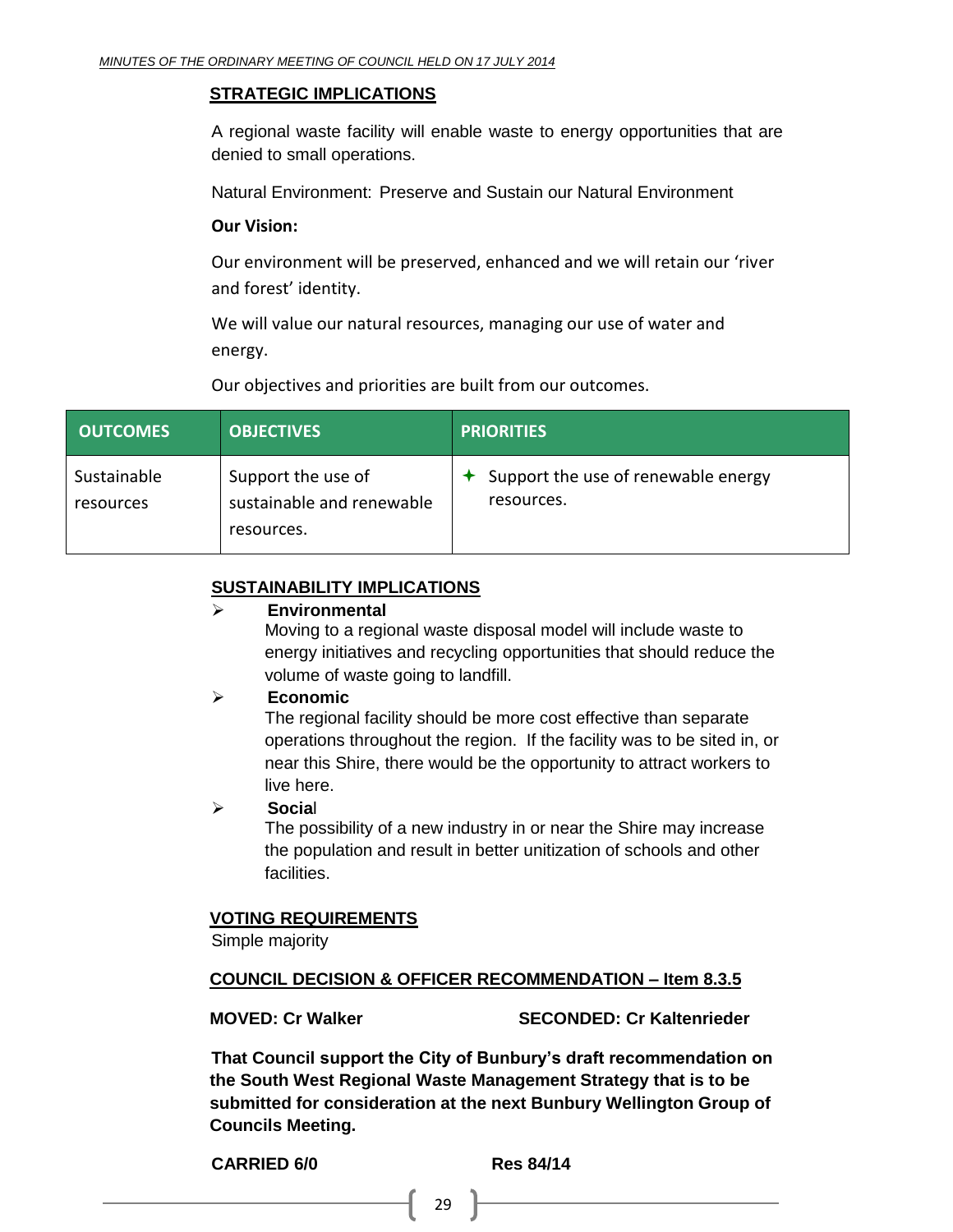## STRATEGIC IMPLICATIONS

A regional waste facility will enable waste to energy opportunities that are denied to small operations.

Natural Environment: Preserve and Sustain our Natural Environment

**Our Vision:**

Our environment will be preserved, enhanced and we will retain our 'river and forest' identity.

We will value our natural resources, managing our use of water and energy.

Our objectives and priorities are built from our outcomes.

| OUTCOMES | OBJECTIVES | PRIORITIES |
|---|---|---|
| Sustainable resources | Support the use of sustainable and renewable resources. | ✦ Support the use of renewable energy resources. |

## SUSTAINABILITY IMPLICATIONS

- **Environmental**
  Moving to a regional waste disposal model will include waste to energy initiatives and recycling opportunities that should reduce the volume of waste going to landfill.
- **Economic**
  The regional facility should be more cost effective than separate operations throughout the region. If the facility was to be sited in, or near this Shire, there would be the opportunity to attract workers to live here.
- **Social**
  The possibility of a new industry in or near the Shire may increase the population and result in better unitization of schools and other facilities.

## VOTING REQUIREMENTS

Simple majority

## COUNCIL DECISION & OFFICER RECOMMENDATION – Item 8.3.5

**MOVED: Cr Walker** **SECONDED: Cr Kaltenrieder**

**That Council support the City of Bunbury's draft recommendation on the South West Regional Waste Management Strategy that is to be submitted for consideration at the next Bunbury Wellington Group of Councils Meeting.**

**CARRIED 6/0** **Res 84/14**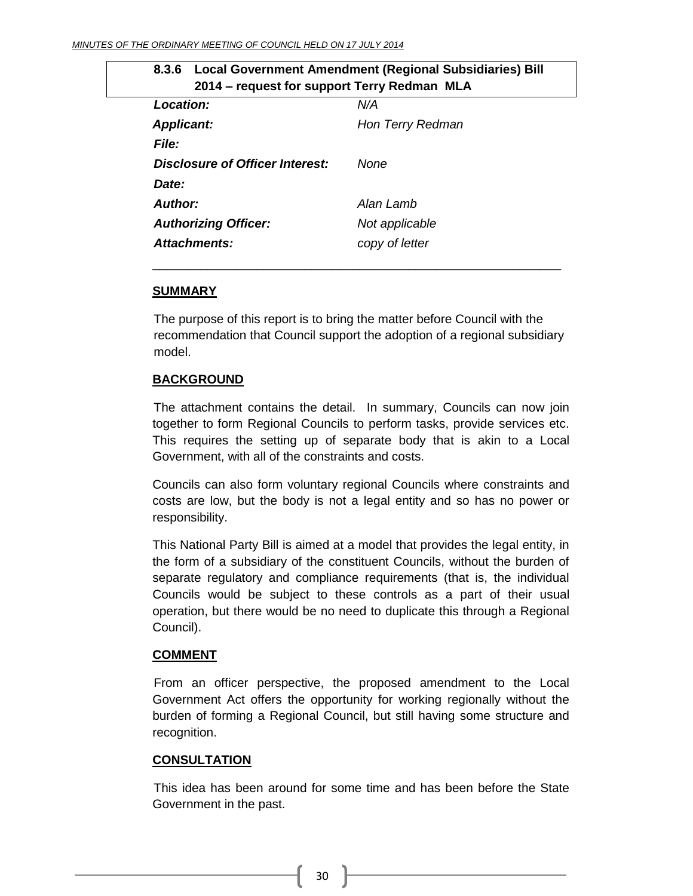### 8.3.6 Local Government Amendment (Regional Subsidiaries) Bill 2014 – request for support Terry Redman MLA

| | |
|---|---|
| ***Location:*** | *N/A* |
| ***Applicant:*** | *Hon Terry Redman* |
| ***File:*** | |
| ***Disclosure of Officer Interest:*** | *None* |
| ***Date:*** | |
| ***Author:*** | *Alan Lamb* |
| ***Authorizing Officer:*** | *Not applicable* |
| ***Attachments:*** | *copy of letter* |

---

**SUMMARY**

The purpose of this report is to bring the matter before Council with the recommendation that Council support the adoption of a regional subsidiary model.

**BACKGROUND**

The attachment contains the detail. In summary, Councils can now join together to form Regional Councils to perform tasks, provide services etc. This requires the setting up of separate body that is akin to a Local Government, with all of the constraints and costs.

Councils can also form voluntary regional Councils where constraints and costs are low, but the body is not a legal entity and so has no power or responsibility.

This National Party Bill is aimed at a model that provides the legal entity, in the form of a subsidiary of the constituent Councils, without the burden of separate regulatory and compliance requirements (that is, the individual Councils would be subject to these controls as a part of their usual operation, but there would be no need to duplicate this through a Regional Council).

**COMMENT**

From an officer perspective, the proposed amendment to the Local Government Act offers the opportunity for working regionally without the burden of forming a Regional Council, but still having some structure and recognition.

**CONSULTATION**

This idea has been around for some time and has been before the State Government in the past.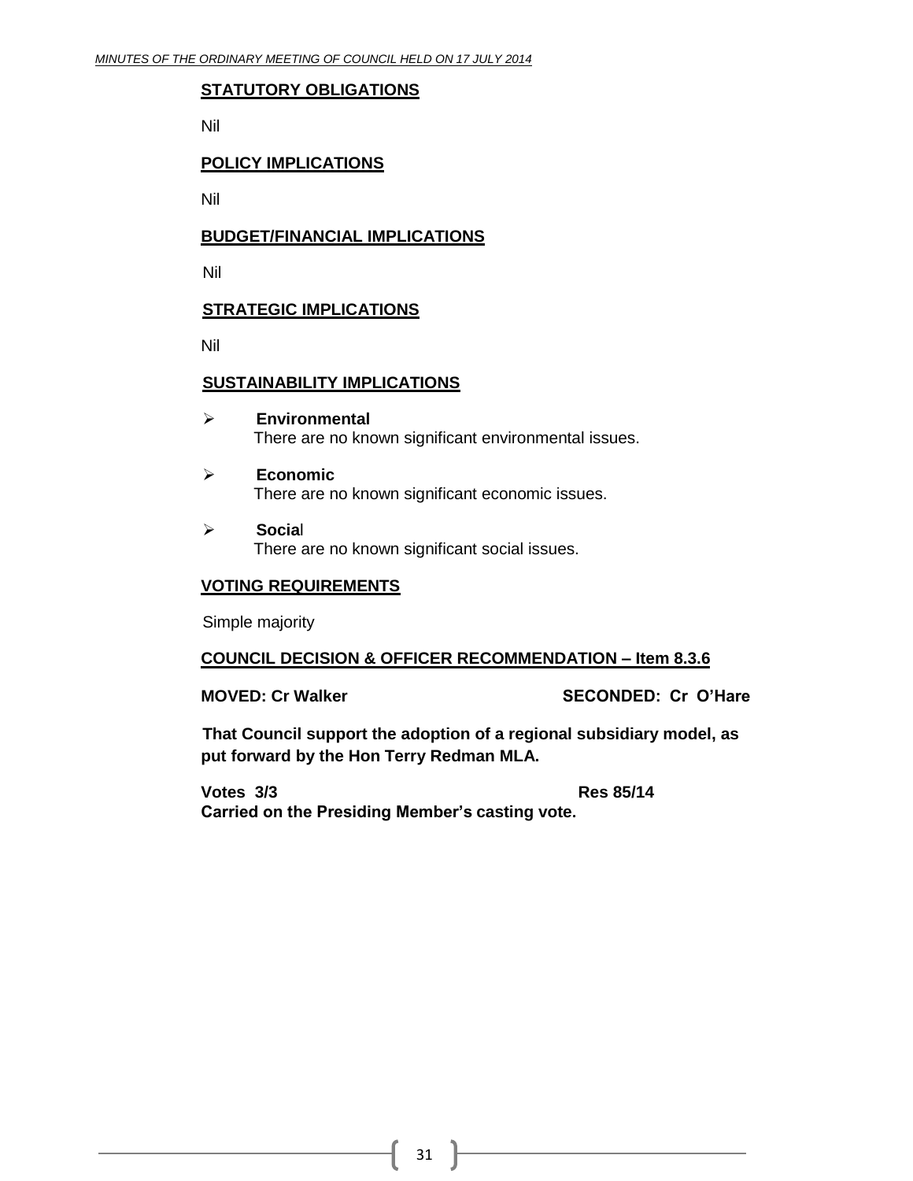**STATUTORY OBLIGATIONS**

Nil

**POLICY IMPLICATIONS**

Nil

**BUDGET/FINANCIAL IMPLICATIONS**

Nil

**STRATEGIC IMPLICATIONS**

Nil

**SUSTAINABILITY IMPLICATIONS**

- **Environmental**
  There are no known significant environmental issues.

- **Economic**
  There are no known significant economic issues.

- **Social**
  There are no known significant social issues.

**VOTING REQUIREMENTS**

Simple majority

**COUNCIL DECISION & OFFICER RECOMMENDATION – Item 8.3.6**

**MOVED: Cr Walker** **SECONDED: Cr O'Hare**

**That Council support the adoption of a regional subsidiary model, as put forward by the Hon Terry Redman MLA.**

**Votes 3/3** **Res 85/14**
**Carried on the Presiding Member's casting vote.**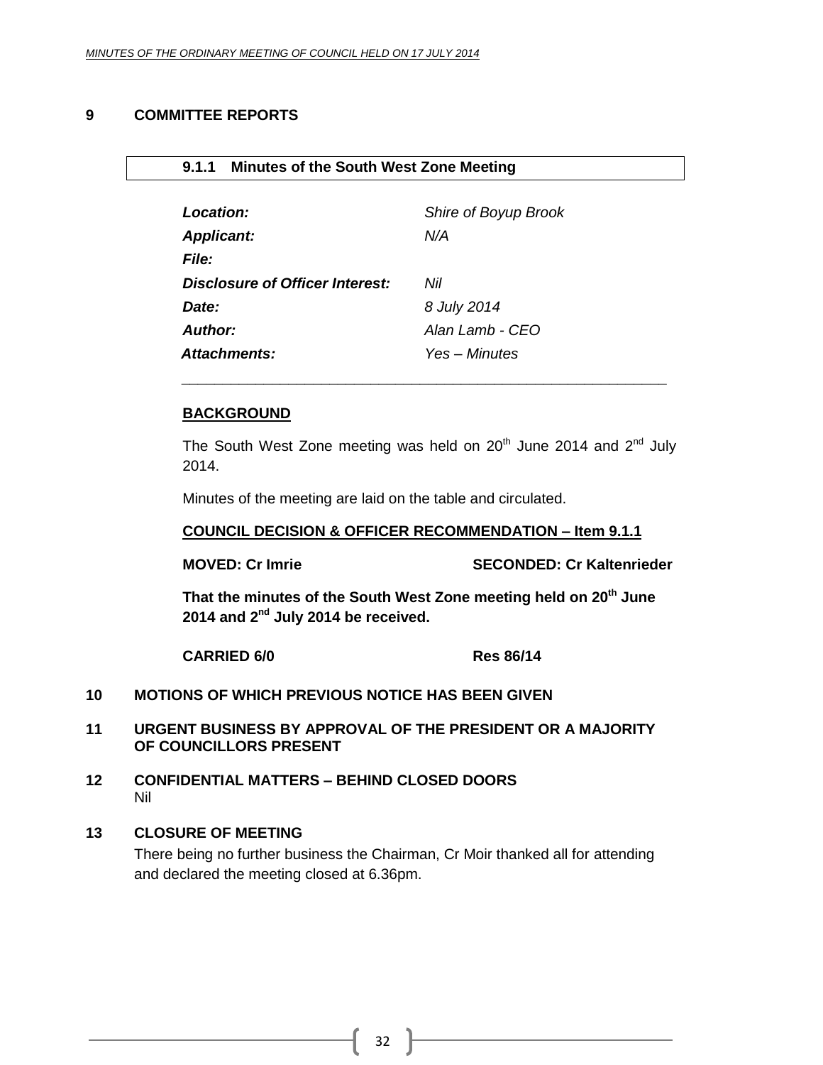# 9 COMMITTEE REPORTS

## 9.1.1 Minutes of the South West Zone Meeting

| | |
|---|---|
| ***Location:*** | *Shire of Boyup Brook* |
| ***Applicant:*** | *N/A* |
| ***File:*** | |
| ***Disclosure of Officer Interest:*** | *Nil* |
| ***Date:*** | *8 July 2014* |
| ***Author:*** | *Alan Lamb - CEO* |
| ***Attachments:*** | *Yes – Minutes* |

**BACKGROUND**

The South West Zone meeting was held on 20th June 2014 and 2nd July 2014.

Minutes of the meeting are laid on the table and circulated.

**COUNCIL DECISION & OFFICER RECOMMENDATION – Item 9.1.1**

**MOVED: Cr Imrie SECONDED: Cr Kaltenrieder**

**That the minutes of the South West Zone meeting held on 20th June 2014 and 2nd July 2014 be received.**

**CARRIED 6/0 Res 86/14**

# 10 MOTIONS OF WHICH PREVIOUS NOTICE HAS BEEN GIVEN

# 11 URGENT BUSINESS BY APPROVAL OF THE PRESIDENT OR A MAJORITY OF COUNCILLORS PRESENT

# 12 CONFIDENTIAL MATTERS – BEHIND CLOSED DOORS

Nil

# 13 CLOSURE OF MEETING

There being no further business the Chairman, Cr Moir thanked all for attending and declared the meeting closed at 6.36pm.